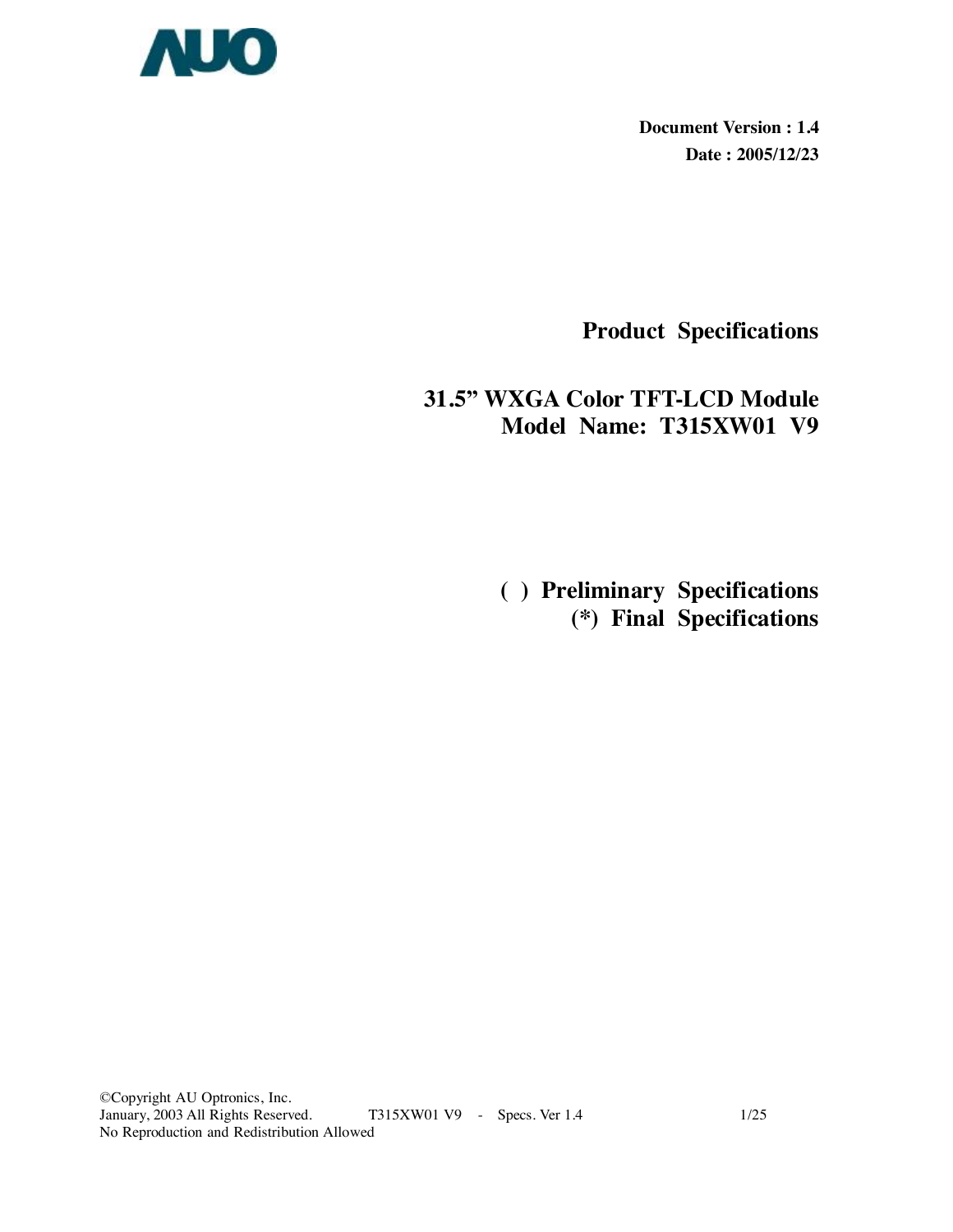**Document Version : 1.4**

**Date : 2005/12/23**

# Product Specifications

# 31.5" WXGA Color TFT-LCD Module
# Model Name: T315XW01 V9

**( ) Preliminary Specifications**

**(*) Final Specifications**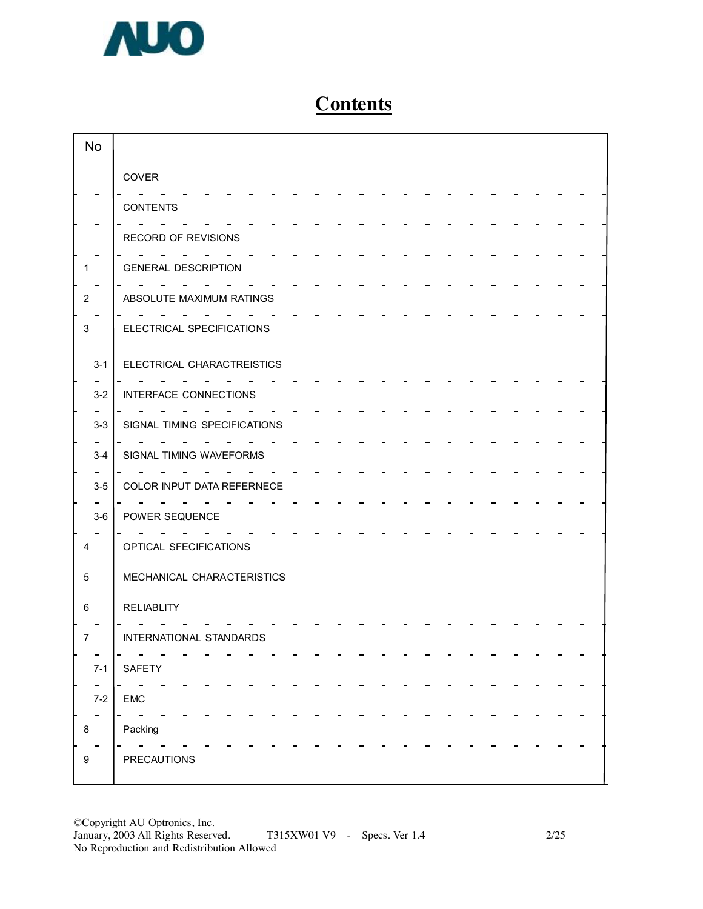# Contents

| No | |
|---|---|
| | COVER |
| | CONTENTS |
| | RECORD OF REVISIONS |
| 1 | GENERAL DESCRIPTION |
| 2 | ABSOLUTE MAXIMUM RATINGS |
| 3 | ELECTRICAL SPECIFICATIONS |
| 3-1 | ELECTRICAL CHARACTREISTICS |
| 3-2 | INTERFACE CONNECTIONS |
| 3-3 | SIGNAL TIMING SPECIFICATIONS |
| 3-4 | SIGNAL TIMING WAVEFORMS |
| 3-5 | COLOR INPUT DATA REFERNECE |
| 3-6 | POWER SEQUENCE |
| 4 | OPTICAL SFECIFICATIONS |
| 5 | MECHANICAL CHARACTERISTICS |
| 6 | RELIABLITY |
| 7 | INTERNATIONAL STANDARDS |
| 7-1 | SAFETY |
| 7-2 | EMC |
| 8 | Packing |
| 9 | PRECAUTIONS |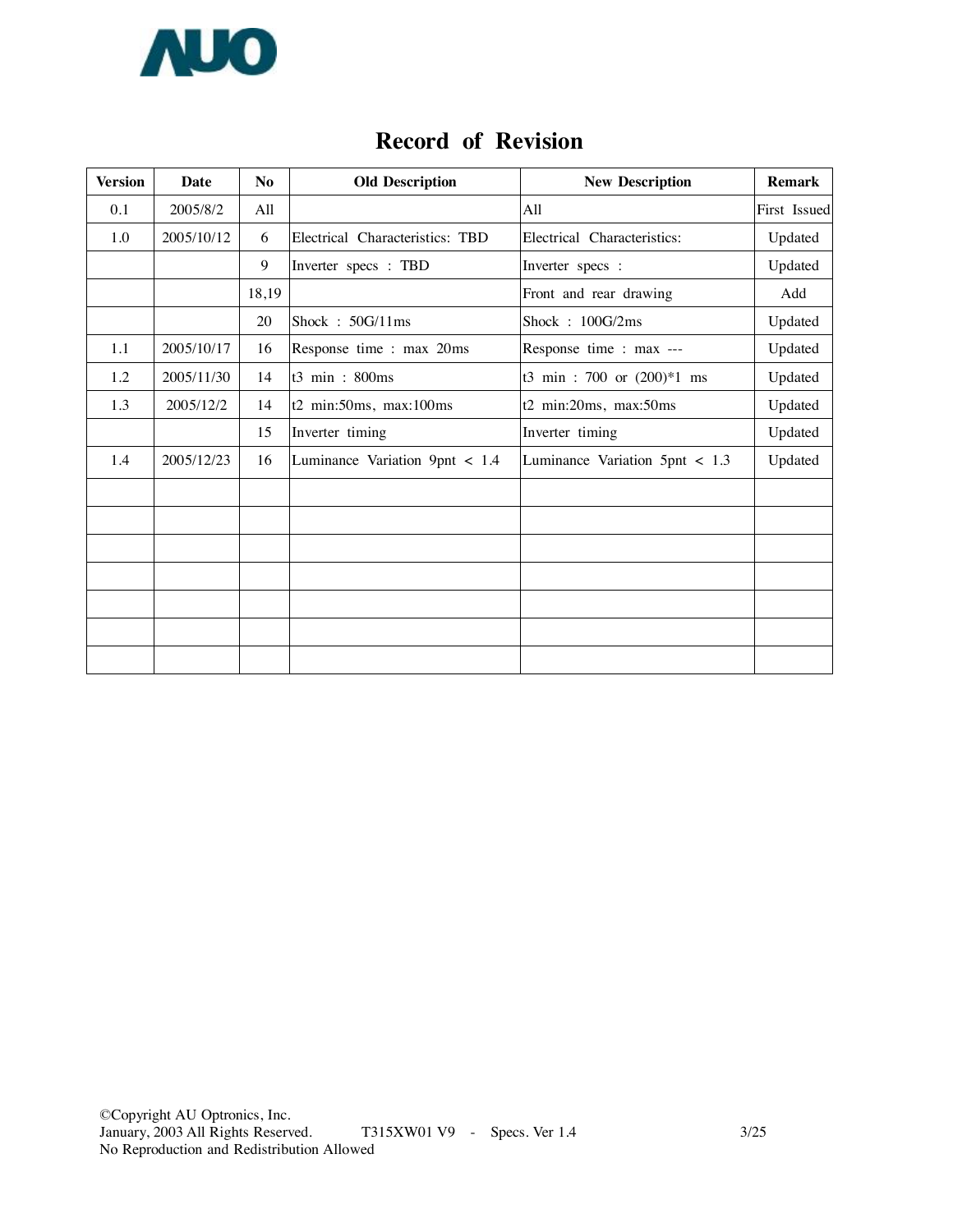# Record of Revision

| Version | Date | No | Old Description | New Description | Remark |
|---|---|---|---|---|---|
| 0.1 | 2005/8/2 | All | | All | First Issued |
| 1.0 | 2005/10/12 | 6 | Electrical Characteristics: TBD | Electrical Characteristics: | Updated |
| | | 9 | Inverter specs : TBD | Inverter specs : | Updated |
| | | 18,19 | | Front and rear drawing | Add |
| | | 20 | Shock : 50G/11ms | Shock : 100G/2ms | Updated |
| 1.1 | 2005/10/17 | 16 | Response time : max 20ms | Response time : max --- | Updated |
| 1.2 | 2005/11/30 | 14 | t3 min : 800ms | t3 min : 700 or (200)*1 ms | Updated |
| 1.3 | 2005/12/2 | 14 | t2 min:50ms, max:100ms | t2 min:20ms, max:50ms | Updated |
| | | 15 | Inverter timing | Inverter timing | Updated |
| 1.4 | 2005/12/23 | 16 | Luminance Variation 9pnt < 1.4 | Luminance Variation 5pnt < 1.3 | Updated |
| | | | | | |
| | | | | | |
| | | | | | |
| | | | | | |
| | | | | | |
| | | | | | |
| | | | | | |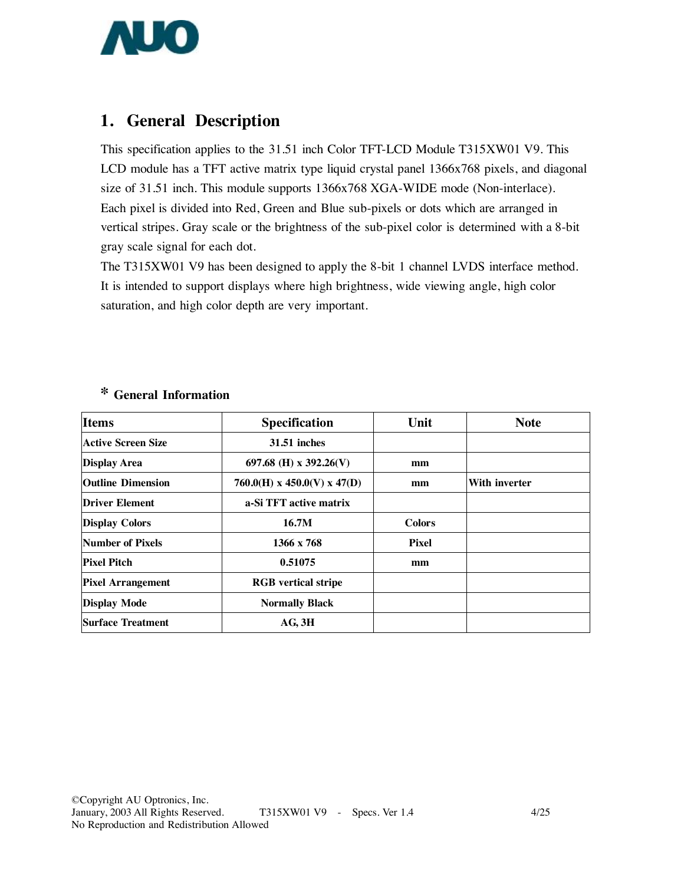# 1. General Description

This specification applies to the 31.51 inch Color TFT-LCD Module T315XW01 V9. This LCD module has a TFT active matrix type liquid crystal panel 1366x768 pixels, and diagonal size of 31.51 inch. This module supports 1366x768 XGA-WIDE mode (Non-interlace). Each pixel is divided into Red, Green and Blue sub-pixels or dots which are arranged in vertical stripes. Gray scale or the brightness of the sub-pixel color is determined with a 8-bit gray scale signal for each dot.

The T315XW01 V9 has been designed to apply the 8-bit 1 channel LVDS interface method. It is intended to support displays where high brightness, wide viewing angle, high color saturation, and high color depth are very important.

## * General Information

| Items | Specification | Unit | Note |
|---|---|---|---|
| **Active Screen Size** | **31.51 inches** | | |
| **Display Area** | **697.68 (H) x 392.26(V)** | **mm** | |
| **Outline Dimension** | **760.0(H) x 450.0(V) x 47(D)** | **mm** | **With inverter** |
| **Driver Element** | **a-Si TFT active matrix** | | |
| **Display Colors** | **16.7M** | **Colors** | |
| **Number of Pixels** | **1366 x 768** | **Pixel** | |
| **Pixel Pitch** | **0.51075** | **mm** | |
| **Pixel Arrangement** | **RGB vertical stripe** | | |
| **Display Mode** | **Normally Black** | | |
| **Surface Treatment** | **AG, 3H** | | |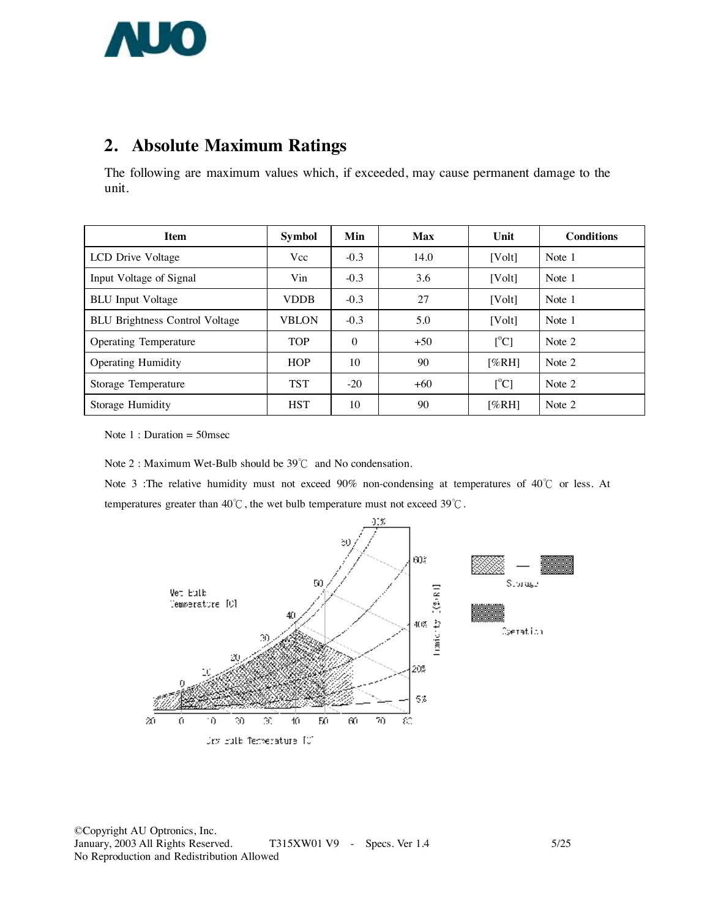## 2. Absolute Maximum Ratings

The following are maximum values which, if exceeded, may cause permanent damage to the unit.

| Item | Symbol | Min | Max | Unit | Conditions |
|---|---|---|---|---|---|
| LCD Drive Voltage | Vcc | -0.3 | 14.0 | [Volt] | Note 1 |
| Input Voltage of Signal | Vin | -0.3 | 3.6 | [Volt] | Note 1 |
| BLU Input Voltage | VDDB | -0.3 | 27 | [Volt] | Note 1 |
| BLU Brightness Control Voltage | VBLON | -0.3 | 5.0 | [Volt] | Note 1 |
| Operating Temperature | TOP | 0 | +50 | [°C] | Note 2 |
| Operating Humidity | HOP | 10 | 90 | [%RH] | Note 2 |
| Storage Temperature | TST | -20 | +60 | [°C] | Note 2 |
| Storage Humidity | HST | 10 | 90 | [%RH] | Note 2 |

Note 1 : Duration = 50msec

Note 2 : Maximum Wet-Bulb should be 39℃ and No condensation.

Note 3 :The relative humidity must not exceed 90% non-condensing at temperatures of 40℃ or less. At temperatures greater than 40℃, the wet bulb temperature must not exceed 39℃.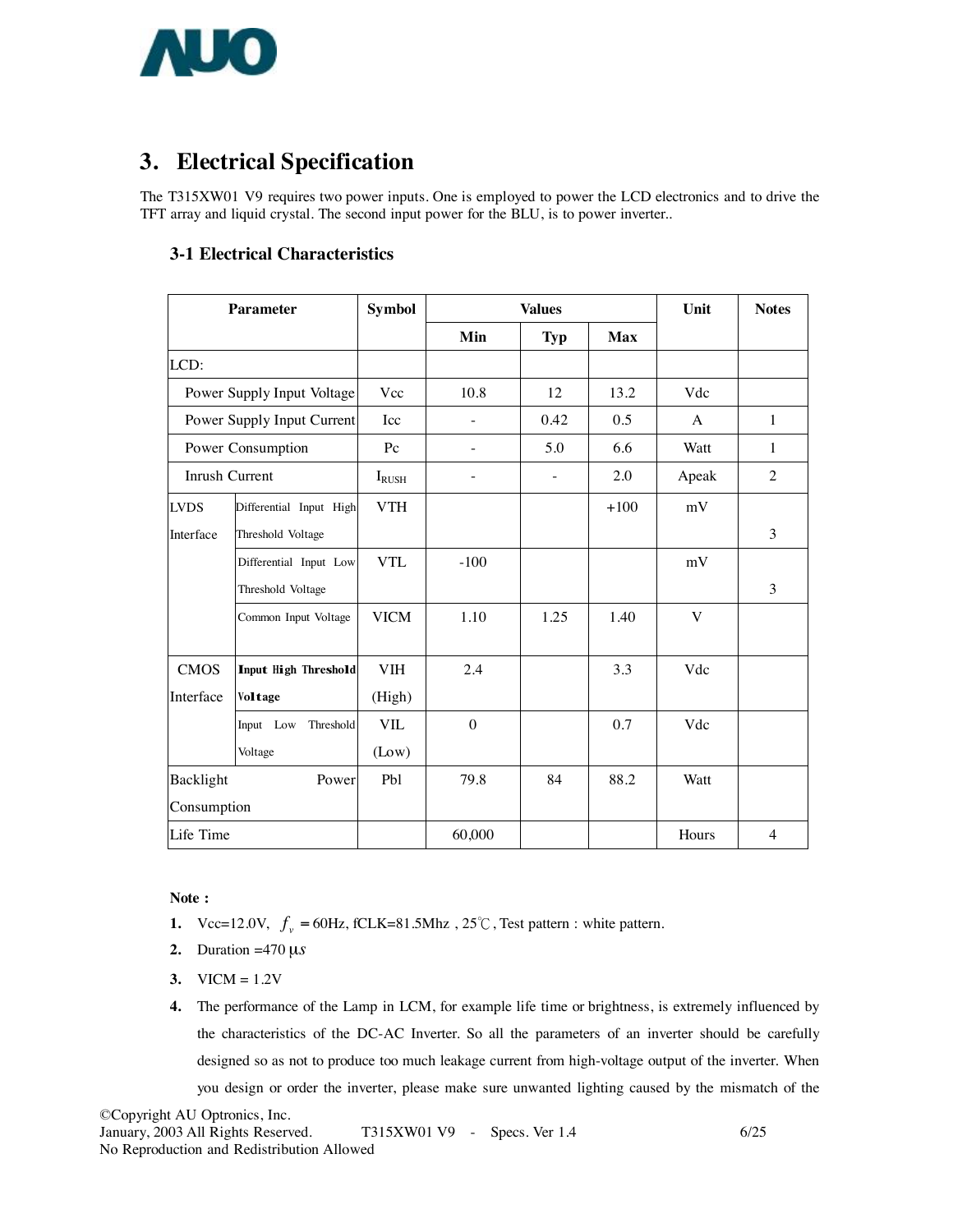## 3. Electrical Specification

The T315XW01 V9 requires two power inputs. One is employed to power the LCD electronics and to drive the TFT array and liquid crystal. The second input power for the BLU, is to power inverter..

### 3-1 Electrical Characteristics

| Parameter | | Symbol | Values | | | Unit | Notes |
|---|---|---|---|---|---|---|---|
| | | | Min | Typ | Max | | |
| LCD: | | | | | | | |
| Power Supply Input Voltage | | Vcc | 10.8 | 12 | 13.2 | Vdc | |
| Power Supply Input Current | | Icc | - | 0.42 | 0.5 | A | 1 |
| Power Consumption | | Pc | - | 5.0 | 6.6 | Watt | 1 |
| Inrush Current | | $I_{RUSH}$ | - | - | 2.0 | Apeak | 2 |
| LVDS Interface | Differential Input High Threshold Voltage | VTH | | | +100 | mV | 3 |
| | Differential Input Low Threshold Voltage | VTL | -100 | | | mV | 3 |
| | Common Input Voltage | VICM | 1.10 | 1.25 | 1.40 | V | |
| CMOS Interface | **Input High Threshold Voltage** | VIH (High) | 2.4 | | 3.3 | Vdc | |
| | Input Low Threshold Voltage | VIL (Low) | 0 | | 0.7 | Vdc | |
| Backlight Power Consumption | | Pbl | 79.8 | 84 | 88.2 | Watt | |
| Life Time | | | 60,000 | | | Hours | 4 |

**Note :**

1. Vcc=12.0V, $f_v$ = 60Hz, fCLK=81.5Mhz , 25℃, Test pattern : white pattern.
2. Duration =470 $\mu s$
3. VICM = 1.2V
4. The performance of the Lamp in LCM, for example life time or brightness, is extremely influenced by the characteristics of the DC-AC Inverter. So all the parameters of an inverter should be carefully designed so as not to produce too much leakage current from high-voltage output of the inverter. When you design or order the inverter, please make sure unwanted lighting caused by the mismatch of the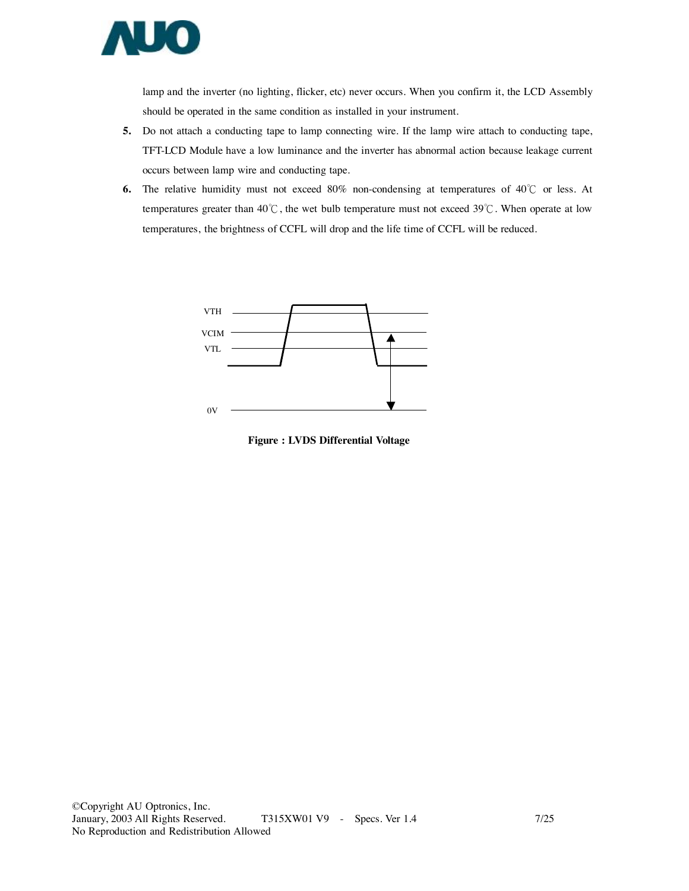lamp and the inverter (no lighting, flicker, etc) never occurs. When you confirm it, the LCD Assembly should be operated in the same condition as installed in your instrument.

5. Do not attach a conducting tape to lamp connecting wire. If the lamp wire attach to conducting tape, TFT-LCD Module have a low luminance and the inverter has abnormal action because leakage current occurs between lamp wire and conducting tape.
6. The relative humidity must not exceed 80% non-condensing at temperatures of 40℃ or less. At temperatures greater than 40℃, the wet bulb temperature must not exceed 39℃. When operate at low temperatures, the brightness of CCFL will drop and the life time of CCFL will be reduced.

VTH

VCIM

VTL

0V

**Figure : LVDS Differential Voltage**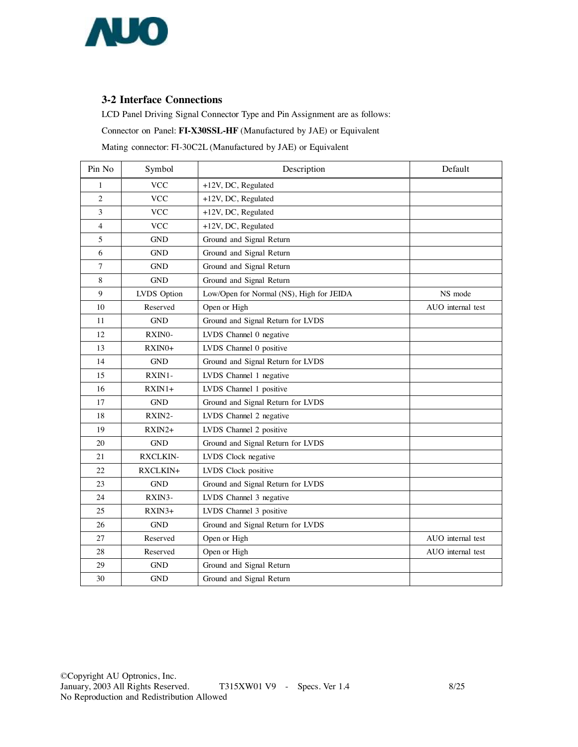### 3-2 Interface Connections

LCD Panel Driving Signal Connector Type and Pin Assignment are as follows:

Connector on Panel: **FI-X30SSL-HF** (Manufactured by JAE) or Equivalent

Mating connector: FI-30C2L (Manufactured by JAE) or Equivalent

| Pin No | Symbol | Description | Default |
|---|---|---|---|
| 1 | VCC | +12V, DC, Regulated | |
| 2 | VCC | +12V, DC, Regulated | |
| 3 | VCC | +12V, DC, Regulated | |
| 4 | VCC | +12V, DC, Regulated | |
| 5 | GND | Ground and Signal Return | |
| 6 | GND | Ground and Signal Return | |
| 7 | GND | Ground and Signal Return | |
| 8 | GND | Ground and Signal Return | |
| 9 | LVDS Option | Low/Open for Normal (NS), High for JEIDA | NS mode |
| 10 | Reserved | Open or High | AUO internal test |
| 11 | GND | Ground and Signal Return for LVDS | |
| 12 | RXIN0- | LVDS Channel 0 negative | |
| 13 | RXIN0+ | LVDS Channel 0 positive | |
| 14 | GND | Ground and Signal Return for LVDS | |
| 15 | RXIN1- | LVDS Channel 1 negative | |
| 16 | RXIN1+ | LVDS Channel 1 positive | |
| 17 | GND | Ground and Signal Return for LVDS | |
| 18 | RXIN2- | LVDS Channel 2 negative | |
| 19 | RXIN2+ | LVDS Channel 2 positive | |
| 20 | GND | Ground and Signal Return for LVDS | |
| 21 | RXCLKIN- | LVDS Clock negative | |
| 22 | RXCLKIN+ | LVDS Clock positive | |
| 23 | GND | Ground and Signal Return for LVDS | |
| 24 | RXIN3- | LVDS Channel 3 negative | |
| 25 | RXIN3+ | LVDS Channel 3 positive | |
| 26 | GND | Ground and Signal Return for LVDS | |
| 27 | Reserved | Open or High | AUO internal test |
| 28 | Reserved | Open or High | AUO internal test |
| 29 | GND | Ground and Signal Return | |
| 30 | GND | Ground and Signal Return | |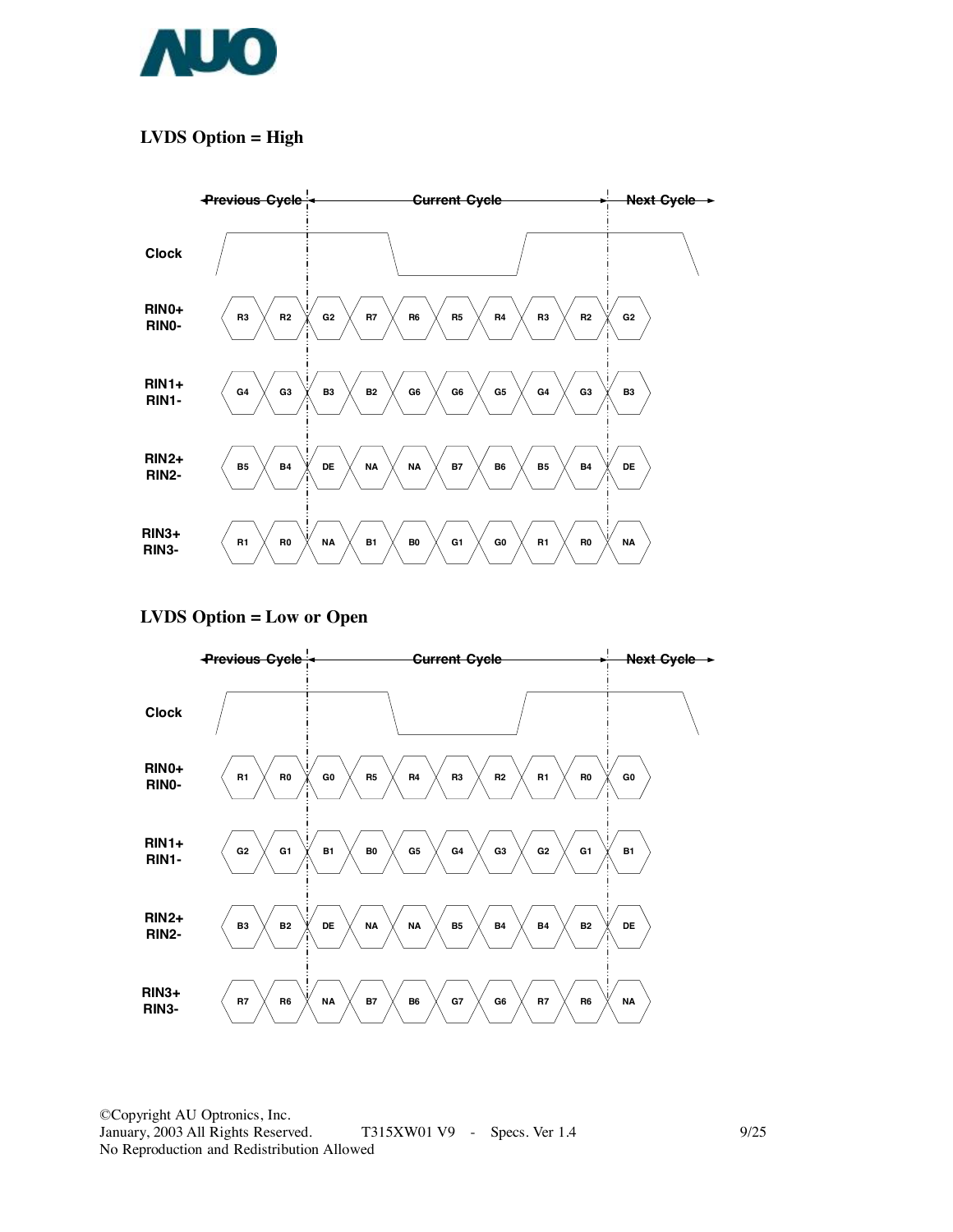### LVDS Option = High

| | Previous Cycle | | Current Cycle | | | | | | | Next Cycle |
|---|---|---|---|---|---|---|---|---|---|---|
| RIN0+ / RIN0- | R3 | R2 | G2 | R7 | R6 | R5 | R4 | R3 | R2 | G2 |
| RIN1+ / RIN1- | G4 | G3 | B3 | B2 | G6 | G6 | G5 | G4 | G3 | B3 |
| RIN2+ / RIN2- | B5 | B4 | DE | NA | NA | B7 | B6 | B5 | B4 | DE |
| RIN3+ / RIN3- | R1 | R0 | NA | B1 | B0 | G1 | G0 | R1 | R0 | NA |

### LVDS Option = Low or Open

| | Previous Cycle | | Current Cycle | | | | | | | Next Cycle |
|---|---|---|---|---|---|---|---|---|---|---|
| RIN0+ / RIN0- | R1 | R0 | G0 | R5 | R4 | R3 | R2 | R1 | R0 | G0 |
| RIN1+ / RIN1- | G2 | G1 | B1 | B0 | G5 | G4 | G3 | G2 | G1 | B1 |
| RIN2+ / RIN2- | B3 | B2 | DE | NA | NA | B5 | B4 | B4 | B2 | DE |
| RIN3+ / RIN3- | R7 | R6 | NA | B7 | B6 | G7 | G6 | R7 | R6 | NA |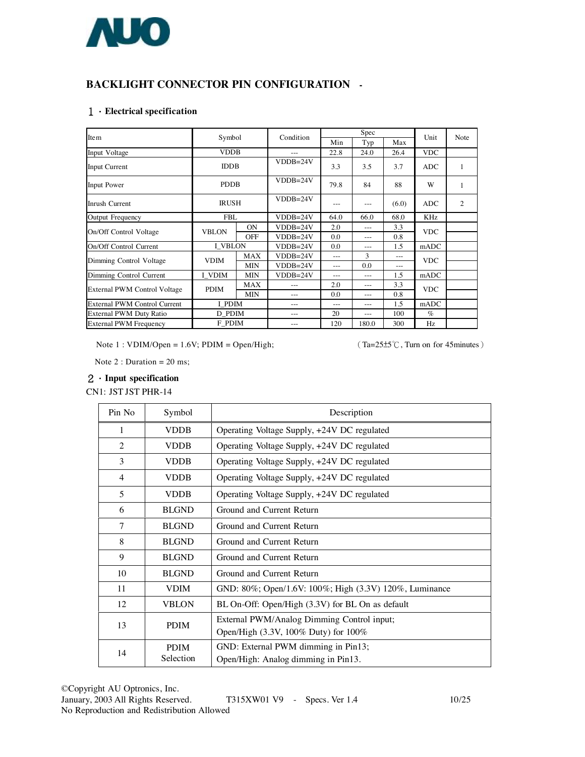## BACKLIGHT CONNECTOR PIN CONFIGURATION -

### １．Electrical specification

| Item | Symbol | | Condition | Spec | | | Unit | Note |
|---|---|---|---|---|---|---|---|---|
| | | | | Min | Typ | Max | | |
| Input Voltage | VDDB | | --- | 22.8 | 24.0 | 26.4 | VDC | |
| Input Current | IDDB | | VDDB=24V | 3.3 | 3.5 | 3.7 | ADC | 1 |
| Input Power | PDDB | | VDDB=24V | 79.8 | 84 | 88 | W | 1 |
| Inrush Current | IRUSH | | VDDB=24V | --- | --- | (6.0) | ADC | 2 |
| Output Frequency | FBL | | VDDB=24V | 64.0 | 66.0 | 68.0 | KHz | |
| On/Off Control Voltage | VBLON | ON | VDDB=24V | 2.0 | --- | 3.3 | VDC | |
| | | OFF | VDDB=24V | 0.0 | --- | 0.8 | | |
| On/Off Control Current | I_VBLON | | VDDB=24V | 0.0 | --- | 1.5 | mADC | |
| Dimming Control Voltage | VDIM | MAX | VDDB=24V | --- | 3 | --- | VDC | |
| | | MIN | VDDB=24V | --- | 0.0 | --- | | |
| Dimming Control Current | I_VDIM | MIN | VDDB=24V | --- | --- | 1.5 | mADC | |
| External PWM Control Voltage | PDIM | MAX | --- | 2.0 | --- | 3.3 | VDC | |
| | | MIN | --- | 0.0 | --- | 0.8 | | |
| External PWM Control Current | I_PDIM | | --- | --- | --- | 1.5 | mADC | |
| External PWM Duty Ratio | D_PDIM | | --- | 20 | --- | 100 | % | |
| External PWM Frequency | F_PDIM | | --- | 120 | 180.0 | 300 | Hz | |

Note 1 : VDIM/Open = 1.6V; PDIM = Open/High; （Ta=25±5℃, Turn on for 45minutes）

Note 2 : Duration = 20 ms;

### ２．Input specification

CN1: JST JST PHR-14

| Pin No | Symbol | Description |
|---|---|---|
| 1 | VDDB | Operating Voltage Supply, +24V DC regulated |
| 2 | VDDB | Operating Voltage Supply, +24V DC regulated |
| 3 | VDDB | Operating Voltage Supply, +24V DC regulated |
| 4 | VDDB | Operating Voltage Supply, +24V DC regulated |
| 5 | VDDB | Operating Voltage Supply, +24V DC regulated |
| 6 | BLGND | Ground and Current Return |
| 7 | BLGND | Ground and Current Return |
| 8 | BLGND | Ground and Current Return |
| 9 | BLGND | Ground and Current Return |
| 10 | BLGND | Ground and Current Return |
| 11 | VDIM | GND: 80%; Open/1.6V: 100%; High (3.3V) 120%, Luminance |
| 12 | VBLON | BL On-Off: Open/High (3.3V) for BL On as default |
| 13 | PDIM | External PWM/Analog Dimming Control input;<br>Open/High (3.3V, 100% Duty) for 100% |
| 14 | PDIM Selection | GND: External PWM dimming in Pin13;<br>Open/High: Analog dimming in Pin13. |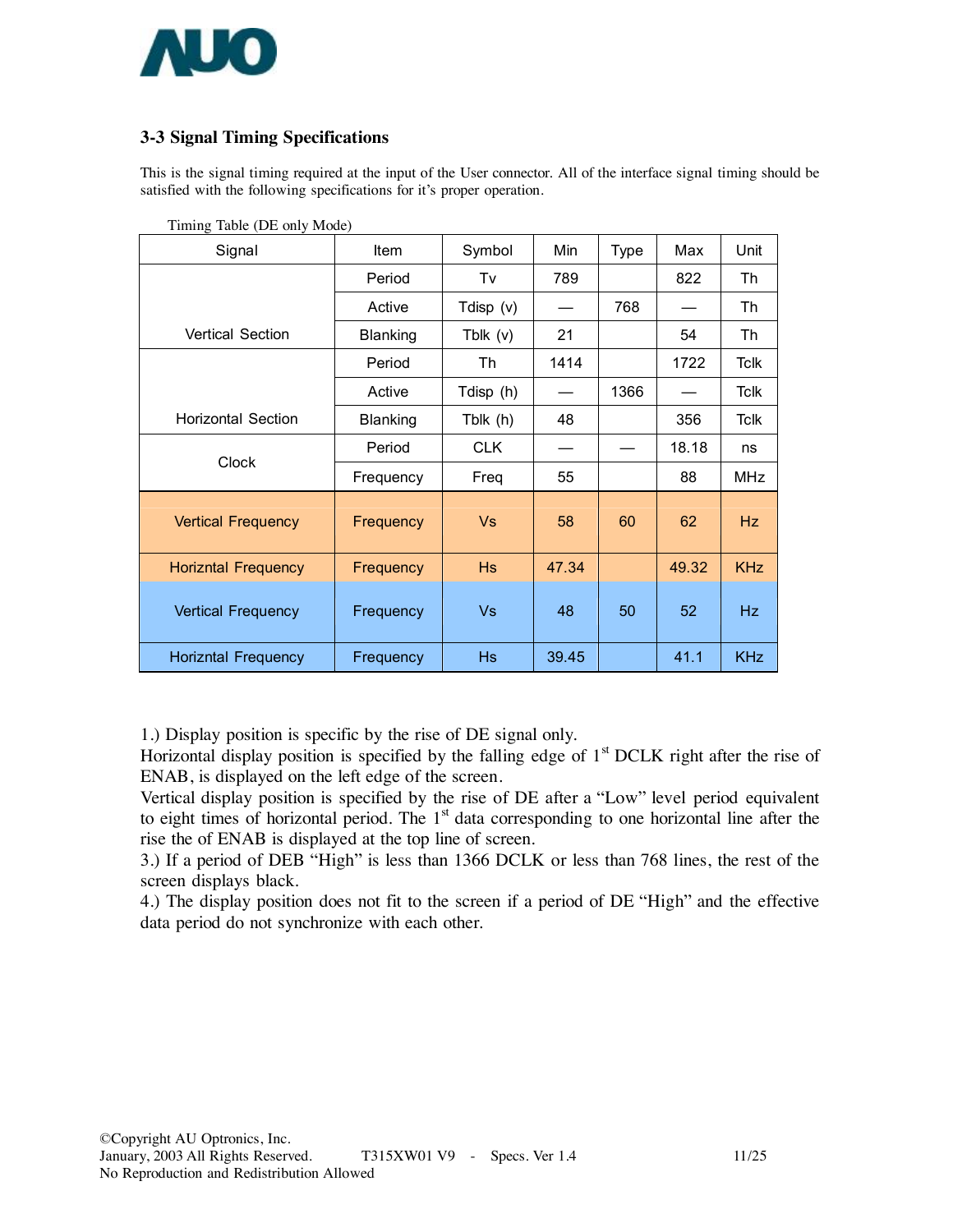## 3-3 Signal Timing Specifications

This is the signal timing required at the input of the User connector. All of the interface signal timing should be satisfied with the following specifications for it's proper operation.

Timing Table (DE only Mode)

| Signal | Item | Symbol | Min | Type | Max | Unit |
|---|---|---|---|---|---|---|
| Vertical Section | Period | Tv | 789 | | 822 | Th |
| | Active | Tdisp (v) | — | 768 | — | Th |
| | Blanking | Tblk (v) | 21 | | 54 | Th |
| Horizontal Section | Period | Th | 1414 | | 1722 | Tclk |
| | Active | Tdisp (h) | — | 1366 | — | Tclk |
| | Blanking | Tblk (h) | 48 | | 356 | Tclk |
| Clock | Period | CLK | — | — | 18.18 | ns |
| | Frequency | Freq | 55 | | 88 | MHz |
| Vertical Frequency | Frequency | Vs | 58 | 60 | 62 | Hz |
| Horizntal Frequency | Frequency | Hs | 47.34 | | 49.32 | KHz |
| Vertical Frequency | Frequency | Vs | 48 | 50 | 52 | Hz |
| Horizntal Frequency | Frequency | Hs | 39.45 | | 41.1 | KHz |

1.) Display position is specific by the rise of DE signal only.
Horizontal display position is specified by the falling edge of 1st DCLK right after the rise of ENAB, is displayed on the left edge of the screen.
Vertical display position is specified by the rise of DE after a "Low" level period equivalent to eight times of horizontal period. The 1st data corresponding to one horizontal line after the rise the of ENAB is displayed at the top line of screen.
3.) If a period of DEB "High" is less than 1366 DCLK or less than 768 lines, the rest of the screen displays black.
4.) The display position does not fit to the screen if a period of DE "High" and the effective data period do not synchronize with each other.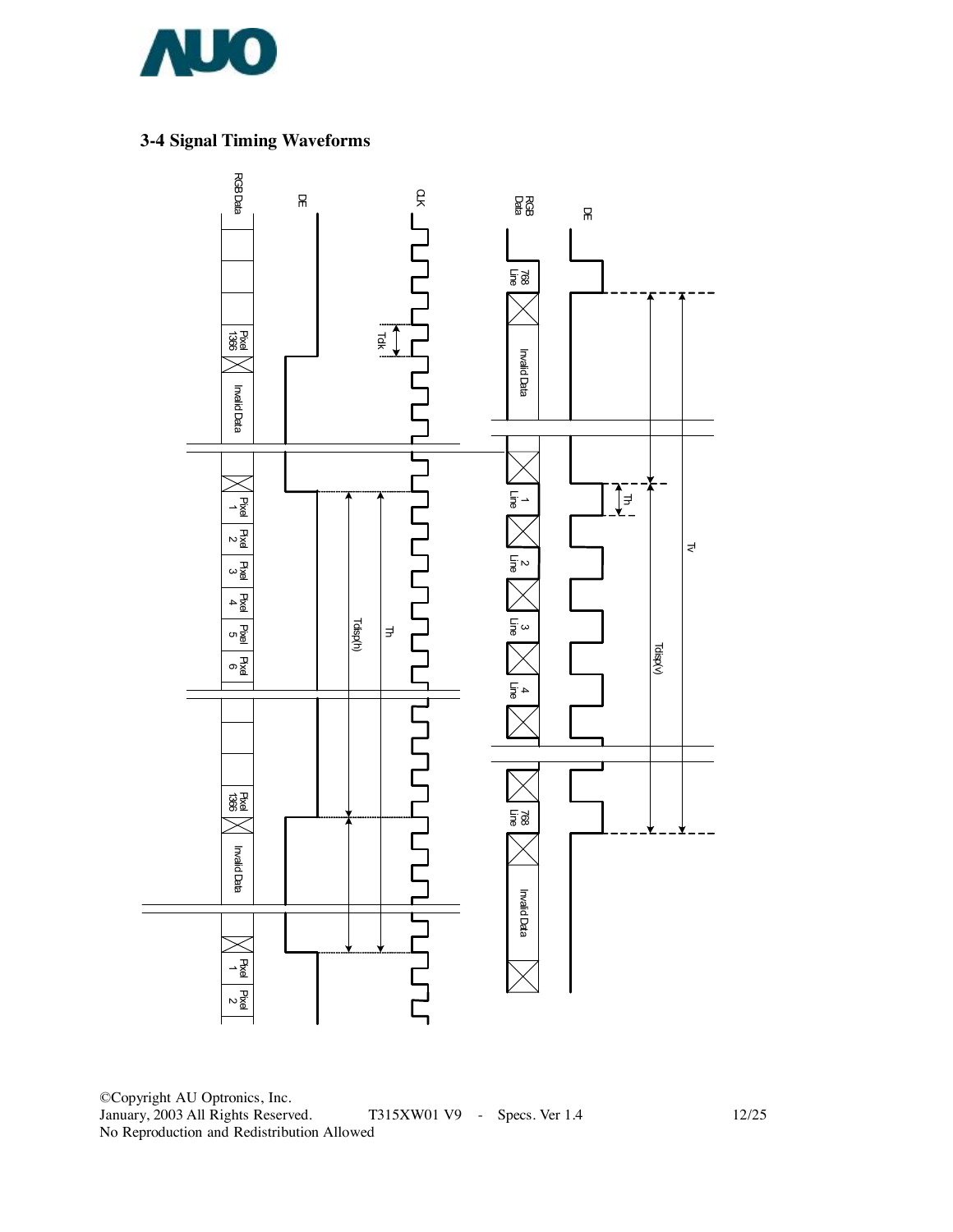### 3-4 Signal Timing Waveforms

RGB Data

DE

CLK

Tclk

Pixel 1366

Invalid Data

Pixel 1

Pixel 2

Pixel 3

Pixel 4

Pixel 5

Pixel 6

Tdisp(h)

Th

Pixel 1366

Invalid Data

Pixel 1

Pixel 2

RGB Data

DE

768 Line

Invalid Data

1 Line

2 Line

3 Line

4 Line

768 Line

Invalid Data

Th

Tv

Tdisp(v)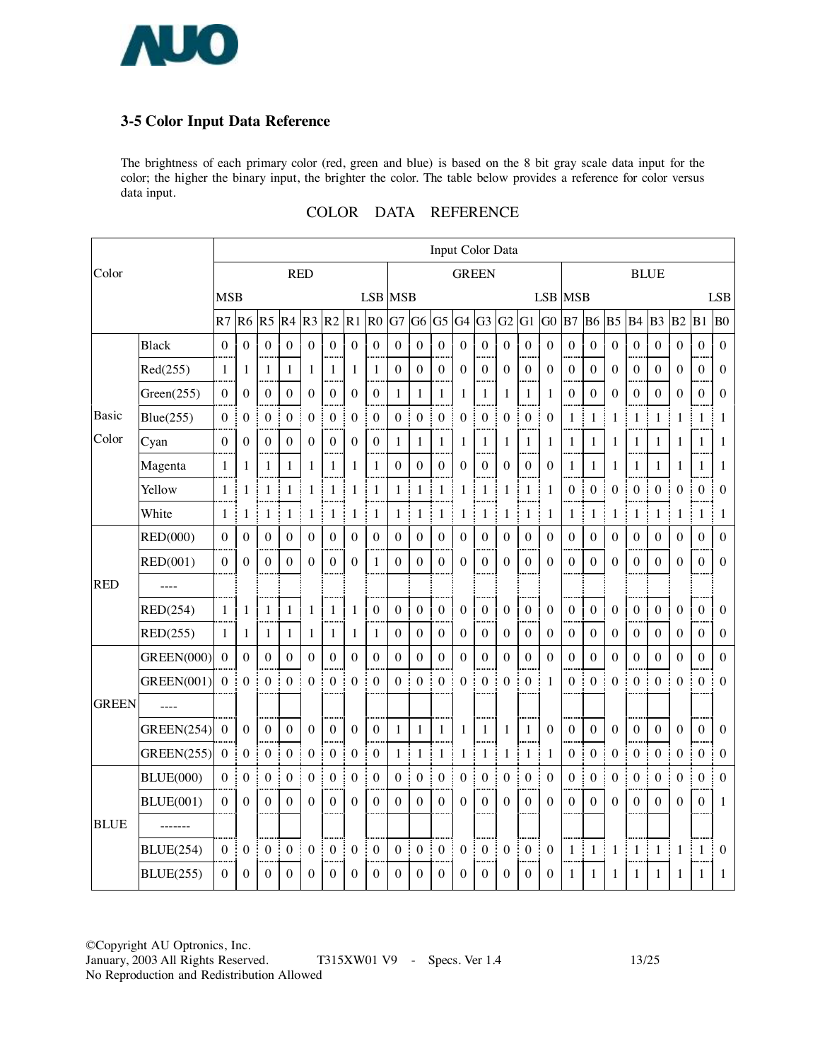### 3-5 Color Input Data Reference

The brightness of each primary color (red, green and blue) is based on the 8 bit gray scale data input for the color; the higher the binary input, the brighter the color. The table below provides a reference for color versus data input.

COLOR DATA REFERENCE

| Color | | Input Color Data | | | | | | | | | | | | | | | | | | | | | | | |
|---|---|---|---|---|---|---|---|---|---|---|---|---|---|---|---|---|---|---|---|---|---|---|---|---|---|
| | | RED | | | | | | | | GREEN | | | | | | | | BLUE | | | | | | | |
| | | MSB | | | | | | | LSB | MSB | | | | | | | LSB | MSB | | | | | | | LSB |
| | | R7 | R6 | R5 | R4 | R3 | R2 | R1 | R0 | G7 | G6 | G5 | G4 | G3 | G2 | G1 | G0 | B7 | B6 | B5 | B4 | B3 | B2 | B1 | B0 |
| Basic Color | Black | 0 | 0 | 0 | 0 | 0 | 0 | 0 | 0 | 0 | 0 | 0 | 0 | 0 | 0 | 0 | 0 | 0 | 0 | 0 | 0 | 0 | 0 | 0 | 0 |
| | Red(255) | 1 | 1 | 1 | 1 | 1 | 1 | 1 | 1 | 0 | 0 | 0 | 0 | 0 | 0 | 0 | 0 | 0 | 0 | 0 | 0 | 0 | 0 | 0 | 0 |
| | Green(255) | 0 | 0 | 0 | 0 | 0 | 0 | 0 | 0 | 1 | 1 | 1 | 1 | 1 | 1 | 1 | 1 | 0 | 0 | 0 | 0 | 0 | 0 | 0 | 0 |
| | Blue(255) | 0 | 0 | 0 | 0 | 0 | 0 | 0 | 0 | 0 | 0 | 0 | 0 | 0 | 0 | 0 | 0 | 1 | 1 | 1 | 1 | 1 | 1 | 1 | 1 |
| | Cyan | 0 | 0 | 0 | 0 | 0 | 0 | 0 | 0 | 1 | 1 | 1 | 1 | 1 | 1 | 1 | 1 | 1 | 1 | 1 | 1 | 1 | 1 | 1 | 1 |
| | Magenta | 1 | 1 | 1 | 1 | 1 | 1 | 1 | 1 | 0 | 0 | 0 | 0 | 0 | 0 | 0 | 0 | 1 | 1 | 1 | 1 | 1 | 1 | 1 | 1 |
| | Yellow | 1 | 1 | 1 | 1 | 1 | 1 | 1 | 1 | 1 | 1 | 1 | 1 | 1 | 1 | 1 | 1 | 0 | 0 | 0 | 0 | 0 | 0 | 0 | 0 |
| | White | 1 | 1 | 1 | 1 | 1 | 1 | 1 | 1 | 1 | 1 | 1 | 1 | 1 | 1 | 1 | 1 | 1 | 1 | 1 | 1 | 1 | 1 | 1 | 1 |
| RED | RED(000) | 0 | 0 | 0 | 0 | 0 | 0 | 0 | 0 | 0 | 0 | 0 | 0 | 0 | 0 | 0 | 0 | 0 | 0 | 0 | 0 | 0 | 0 | 0 | 0 |
| | RED(001) | 0 | 0 | 0 | 0 | 0 | 0 | 0 | 1 | 0 | 0 | 0 | 0 | 0 | 0 | 0 | 0 | 0 | 0 | 0 | 0 | 0 | 0 | 0 | 0 |
| | ---- | | | | | | | | | | | | | | | | | | | | | | | | |
| | RED(254) | 1 | 1 | 1 | 1 | 1 | 1 | 1 | 0 | 0 | 0 | 0 | 0 | 0 | 0 | 0 | 0 | 0 | 0 | 0 | 0 | 0 | 0 | 0 | 0 |
| | RED(255) | 1 | 1 | 1 | 1 | 1 | 1 | 1 | 1 | 0 | 0 | 0 | 0 | 0 | 0 | 0 | 0 | 0 | 0 | 0 | 0 | 0 | 0 | 0 | 0 |
| GREEN | GREEN(000) | 0 | 0 | 0 | 0 | 0 | 0 | 0 | 0 | 0 | 0 | 0 | 0 | 0 | 0 | 0 | 0 | 0 | 0 | 0 | 0 | 0 | 0 | 0 | 0 |
| | GREEN(001) | 0 | 0 | 0 | 0 | 0 | 0 | 0 | 0 | 0 | 0 | 0 | 0 | 0 | 0 | 0 | 1 | 0 | 0 | 0 | 0 | 0 | 0 | 0 | 0 |
| | ---- | | | | | | | | | | | | | | | | | | | | | | | | |
| | GREEN(254) | 0 | 0 | 0 | 0 | 0 | 0 | 0 | 0 | 1 | 1 | 1 | 1 | 1 | 1 | 1 | 0 | 0 | 0 | 0 | 0 | 0 | 0 | 0 | 0 |
| | GREEN(255) | 0 | 0 | 0 | 0 | 0 | 0 | 0 | 0 | 1 | 1 | 1 | 1 | 1 | 1 | 1 | 1 | 0 | 0 | 0 | 0 | 0 | 0 | 0 | 0 |
| BLUE | BLUE(000) | 0 | 0 | 0 | 0 | 0 | 0 | 0 | 0 | 0 | 0 | 0 | 0 | 0 | 0 | 0 | 0 | 0 | 0 | 0 | 0 | 0 | 0 | 0 | 0 |
| | BLUE(001) | 0 | 0 | 0 | 0 | 0 | 0 | 0 | 0 | 0 | 0 | 0 | 0 | 0 | 0 | 0 | 0 | 0 | 0 | 0 | 0 | 0 | 0 | 0 | 1 |
| | ------- | | | | | | | | | | | | | | | | | | | | | | | | |
| | BLUE(254) | 0 | 0 | 0 | 0 | 0 | 0 | 0 | 0 | 0 | 0 | 0 | 0 | 0 | 0 | 0 | 0 | 1 | 1 | 1 | 1 | 1 | 1 | 1 | 0 |
| | BLUE(255) | 0 | 0 | 0 | 0 | 0 | 0 | 0 | 0 | 0 | 0 | 0 | 0 | 0 | 0 | 0 | 0 | 1 | 1 | 1 | 1 | 1 | 1 | 1 | 1 |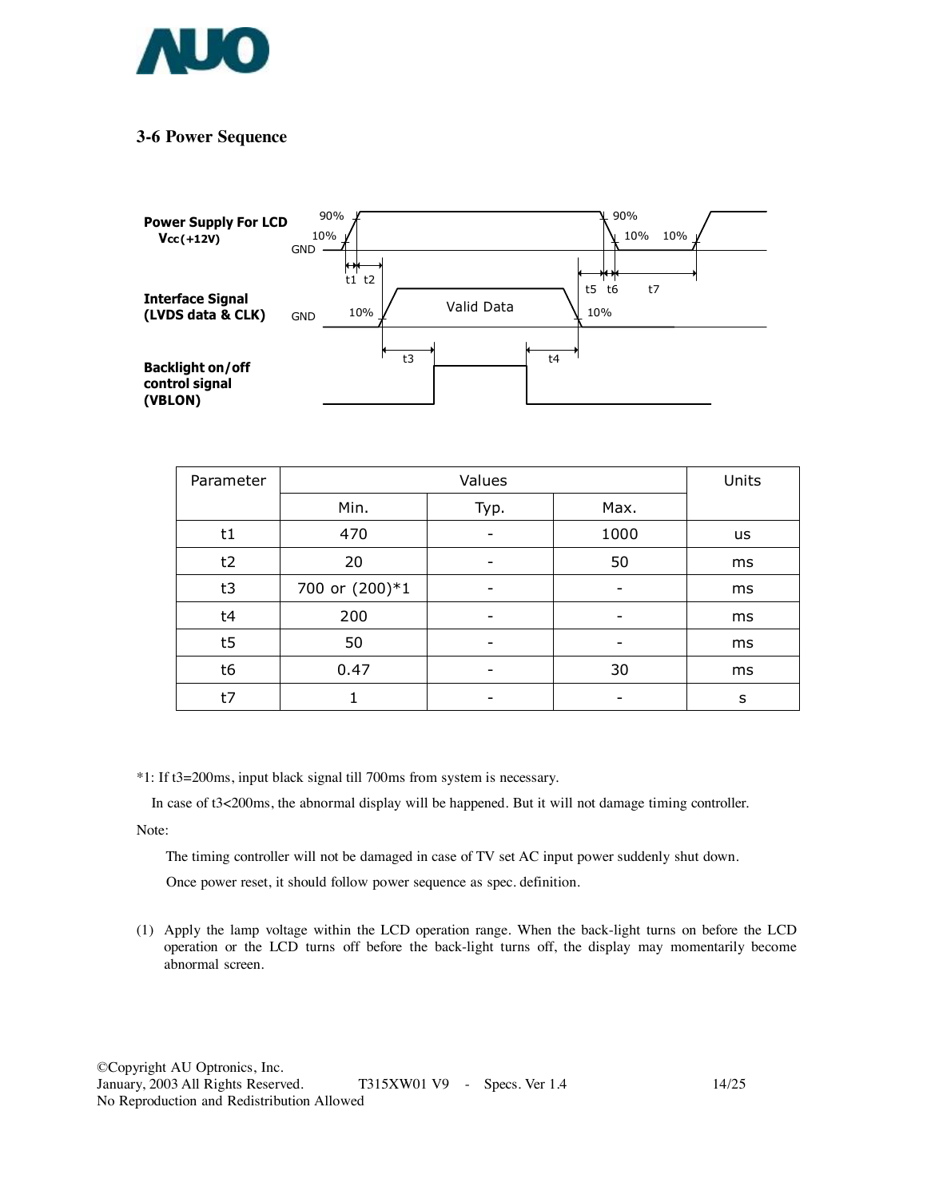## 3-6 Power Sequence

| Parameter | Values | | | Units |
|---|---|---|---|---|
| | Min. | Typ. | Max. | |
| t1 | 470 | - | 1000 | us |
| t2 | 20 | - | 50 | ms |
| t3 | 700 or (200)*1 | - | - | ms |
| t4 | 200 | - | - | ms |
| t5 | 50 | - | - | ms |
| t6 | 0.47 | - | 30 | ms |
| t7 | 1 | - | - | s |

*1: If t3=200ms, input black signal till 700ms from system is necessary.

In case of t3<200ms, the abnormal display will be happened. But it will not damage timing controller.

Note:

The timing controller will not be damaged in case of TV set AC input power suddenly shut down.

Once power reset, it should follow power sequence as spec. definition.

(1) Apply the lamp voltage within the LCD operation range. When the back-light turns on before the LCD operation or the LCD turns off before the back-light turns off, the display may momentarily become abnormal screen.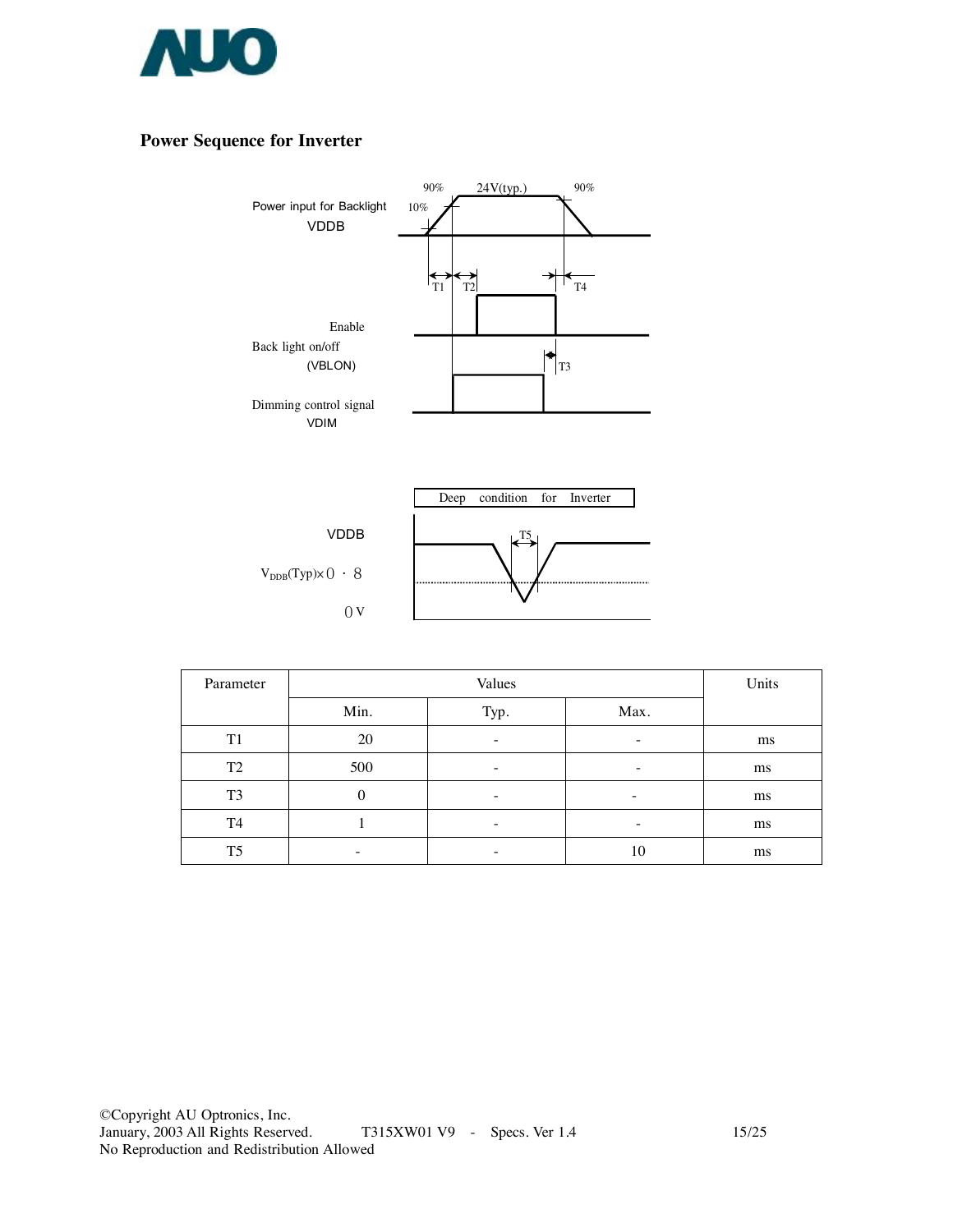## Power Sequence for Inverter

Power input for Backlight
VDDB

90% 24V(typ.) 90%
10%

T1 T2 T4

Enable
Back light on/off
(VBLON)

T3

Dimming control signal
VDIM

Deep condition for Inverter

VDDB

$V_{DDB}$(Typ)×0 · 8

0 V

T5

| Parameter | Values | | | Units |
|---|---|---|---|---|
| | Min. | Typ. | Max. | |
| T1 | 20 | - | - | ms |
| T2 | 500 | - | - | ms |
| T3 | 0 | - | - | ms |
| T4 | 1 | - | - | ms |
| T5 | - | - | 10 | ms |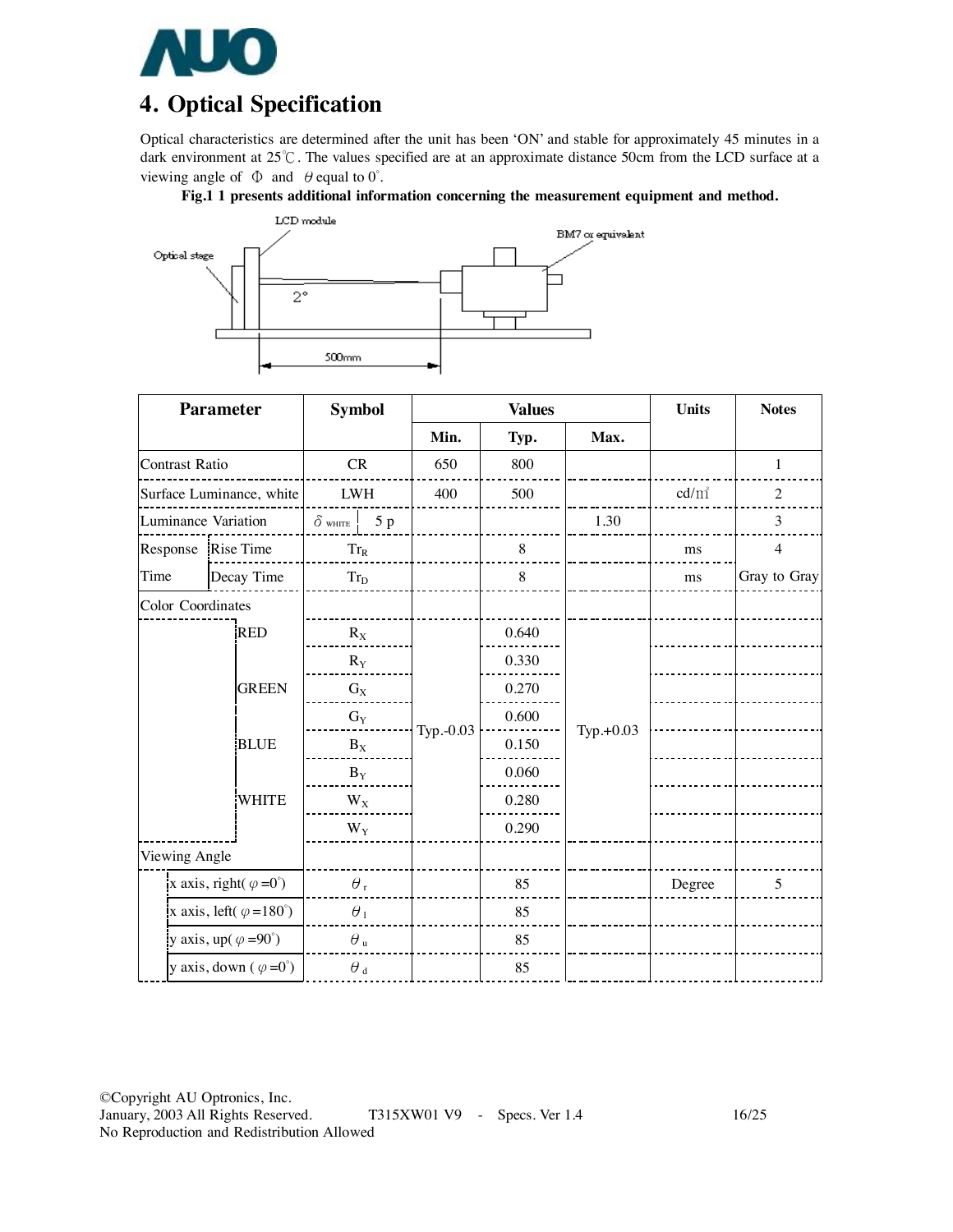# 4. Optical Specification

Optical characteristics are determined after the unit has been 'ON' and stable for approximately 45 minutes in a dark environment at 25℃. The values specified are at an approximate distance 50cm from the LCD surface at a viewing angle of Φ and θ equal to 0°.

**Fig.1 1 presents additional information concerning the measurement equipment and method.**

| Parameter | | Symbol | Values | | | Units | Notes |
|---|---|---|---|---|---|---|---|
| | | | Min. | Typ. | Max. | | |
| Contrast Ratio | | CR | 650 | 800 | | | 1 |
| Surface Luminance, white | | LWH | 400 | 500 | | cd/m² | 2 |
| Luminance Variation | | $\delta_{WHITE}$ 5 p | | | 1.30 | | 3 |
| Response Time | Rise Time | $Tr_R$ | | 8 | | ms | 4 |
| | Decay Time | $Tr_D$ | | 8 | | ms | Gray to Gray |
| Color Coordinates | | | | | | | |
| | RED | $R_X$ | Typ.-0.03 | 0.640 | Typ.+0.03 | | |
| | | $R_Y$ | | 0.330 | | | |
| | GREEN | $G_X$ | | 0.270 | | | |
| | | $G_Y$ | | 0.600 | | | |
| | BLUE | $B_X$ | | 0.150 | | | |
| | | $B_Y$ | | 0.060 | | | |
| | WHITE | $W_X$ | | 0.280 | | | |
| | | $W_Y$ | | 0.290 | | | |
| Viewing Angle | | | | | | | |
| | x axis, right($\varphi$=0°) | $\theta_r$ | | 85 | | Degree | 5 |
| | x axis, left($\varphi$=180°) | $\theta_l$ | | 85 | | | |
| | y axis, up($\varphi$=90°) | $\theta_u$ | | 85 | | | |
| | y axis, down ($\varphi$=0°) | $\theta_d$ | | 85 | | | |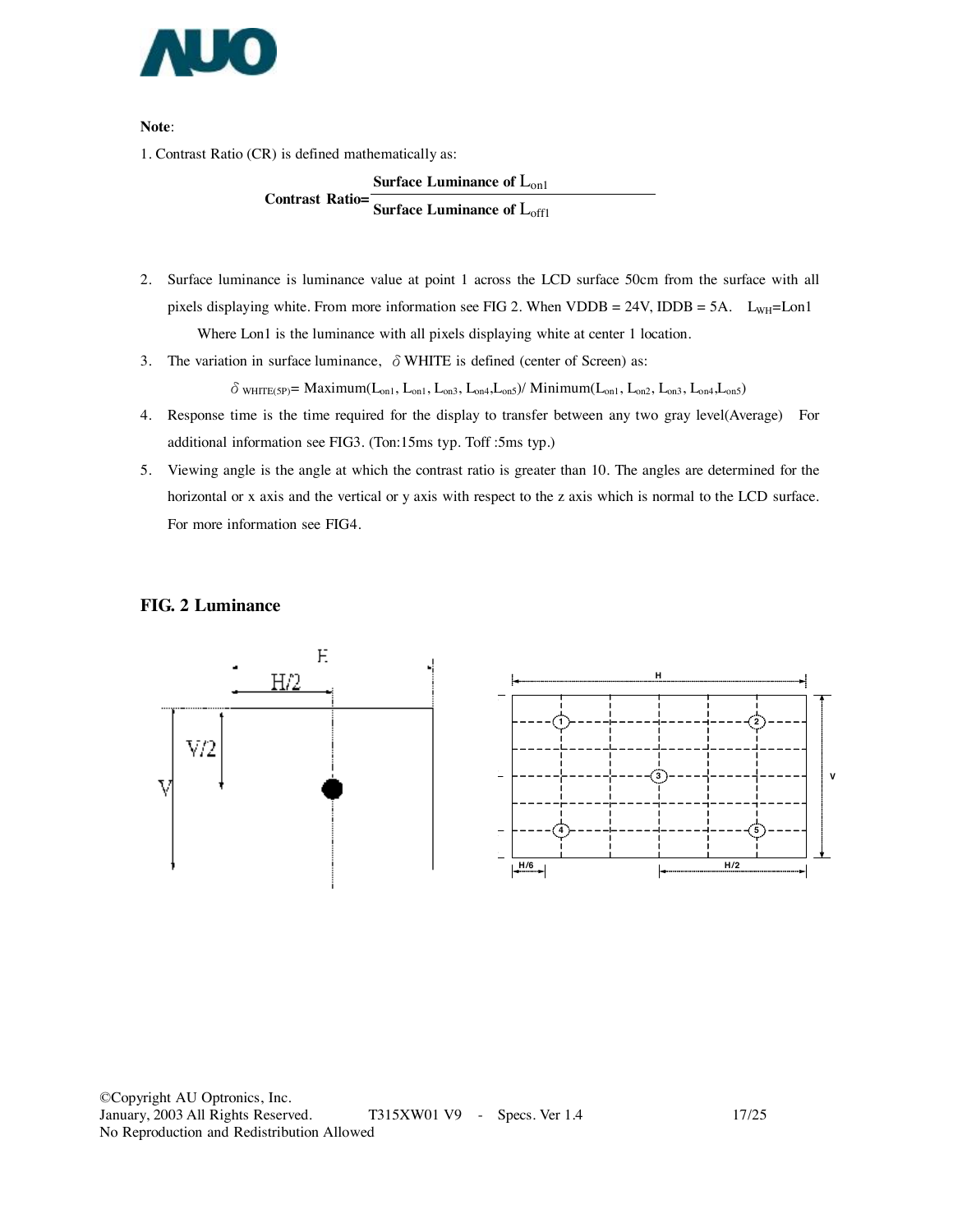**Note**:

1. Contrast Ratio (CR) is defined mathematically as:

$$\textbf{Contrast Ratio}=\frac{\textbf{Surface Luminance of } L_{on1}}{\textbf{Surface Luminance of } L_{off1}}$$

2. Surface luminance is luminance value at point 1 across the LCD surface 50cm from the surface with all pixels displaying white. From more information see FIG 2. When VDDB = 24V, IDDB = 5A. $L_{WH}$=Lon1

   Where Lon1 is the luminance with all pixels displaying white at center 1 location.

3. The variation in surface luminance, $\delta$ WHITE is defined (center of Screen) as:

   $\delta_{WHITE(5P)}$= Maximum($L_{on1}$, $L_{on1}$, $L_{on3}$, $L_{on4}$,$L_{on5}$)/ Minimum($L_{on1}$, $L_{on2}$, $L_{on3}$, $L_{on4}$,$L_{on5}$)

4. Response time is the time required for the display to transfer between any two gray level(Average) For additional information see FIG3. (Ton:15ms typ. Toff :5ms typ.)

5. Viewing angle is the angle at which the contrast ratio is greater than 10. The angles are determined for the horizontal or x axis and the vertical or y axis with respect to the z axis which is normal to the LCD surface. For more information see FIG4.

**FIG. 2 Luminance**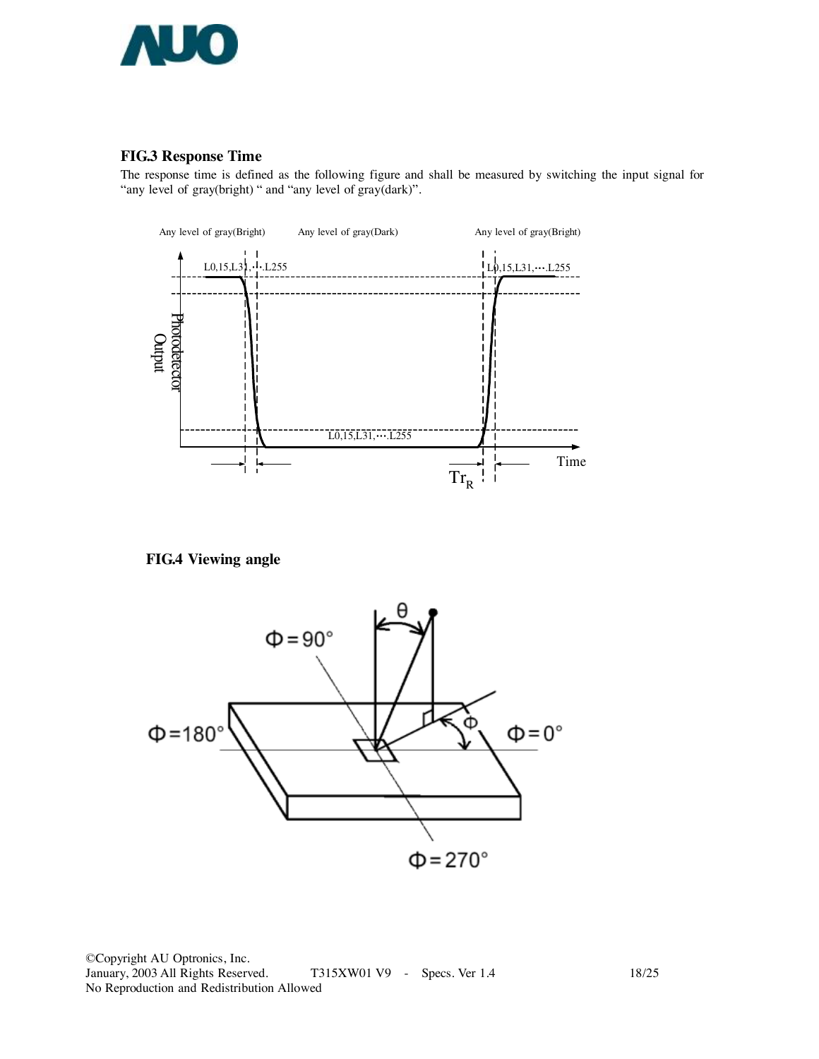### FIG.3 Response Time

The response time is defined as the following figure and shall be measured by switching the input signal for "any level of gray(bright) " and "any level of gray(dark)".

### FIG.4 Viewing angle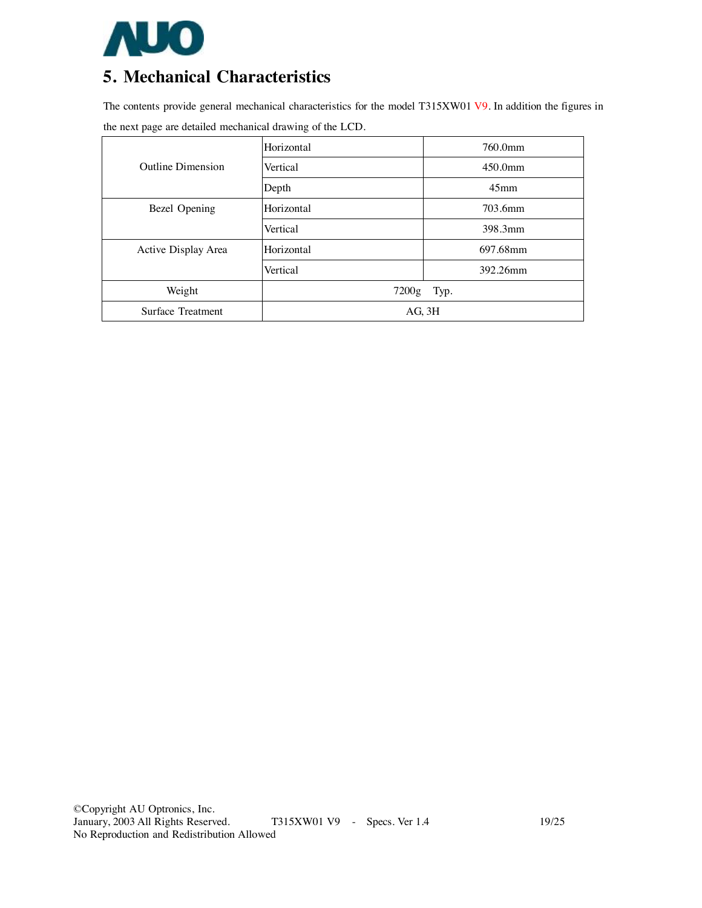# 5. Mechanical Characteristics

The contents provide general mechanical characteristics for the model T315XW01 V9. In addition the figures in the next page are detailed mechanical drawing of the LCD.

| | | |
|---|---|---|
| Outline Dimension | Horizontal | 760.0mm |
| | Vertical | 450.0mm |
| | Depth | 45mm |
| Bezel Opening | Horizontal | 703.6mm |
| | Vertical | 398.3mm |
| Active Display Area | Horizontal | 697.68mm |
| | Vertical | 392.26mm |
| Weight | 7200g Typ. | |
| Surface Treatment | AG, 3H | |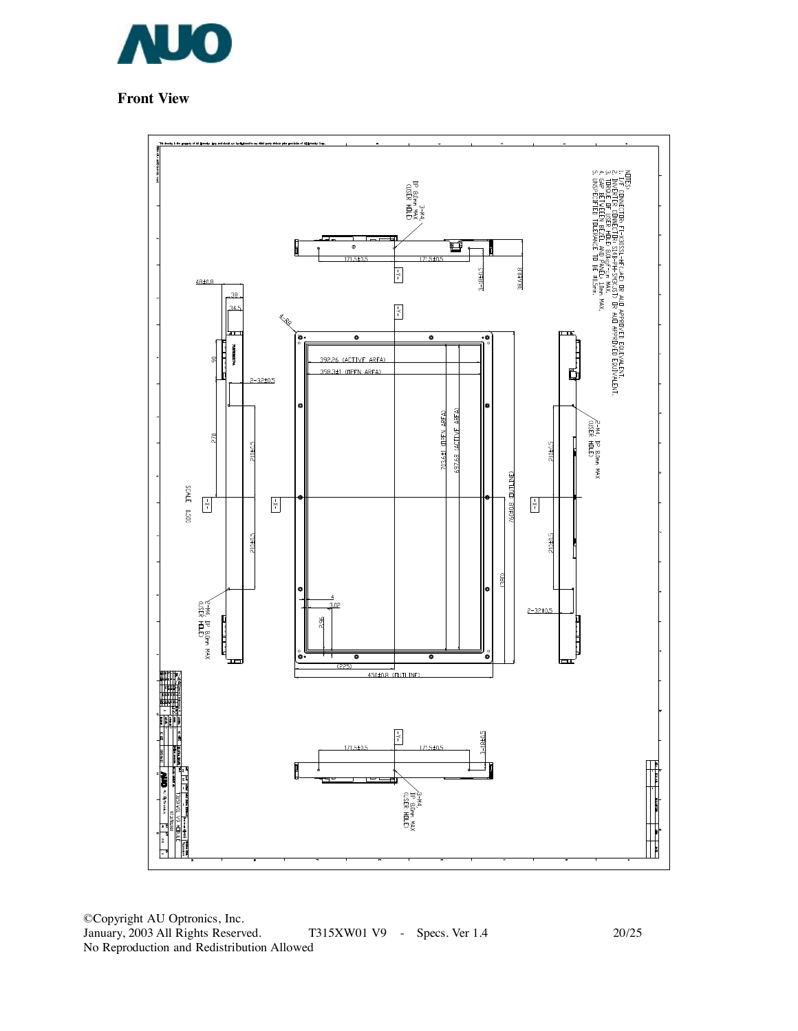# Front View

NOTES:
1. I/F CONNECTOR: FI-X30SSL-HF (JAE) OR AUO APPROVED EQUIVALENT.
2. INVERTER CONNECTOR: S14B-PH-SM3(JST) OR AUO APPROVED EQUIVALENT.
3. TORQUE OF USER HOLE: 5Kgf-cm MAX.
4. GAP BETWEEN BEZEL AND PANEL: 1mm MAX.
5. UNSPECIFIED TOLERANCE TO BE ±0.5mm.

3-M4, DP 8.0mm MAX (USER HOLE)

171.5±0.5 171.5±0.5

3-18±0.5

38.6±0.8

48±0.8

38

34.5

4-R8

398.26 (ACTIVE AREA)

398.3±1 (OPEN AREA)

2-32±0.5

270

210±0.5

703.4±1 (OPEN AREA)

697.68 (ACTIVE AREA)

760±0.8 (OUTLINE)

2-M4, DP 8.0mm MAX (USER HOLE)

SCALE 0.300

(380)

4

3.08

2.95

(225)

450±0.8 (OUTLINE)

T315XW01 V9 MODULE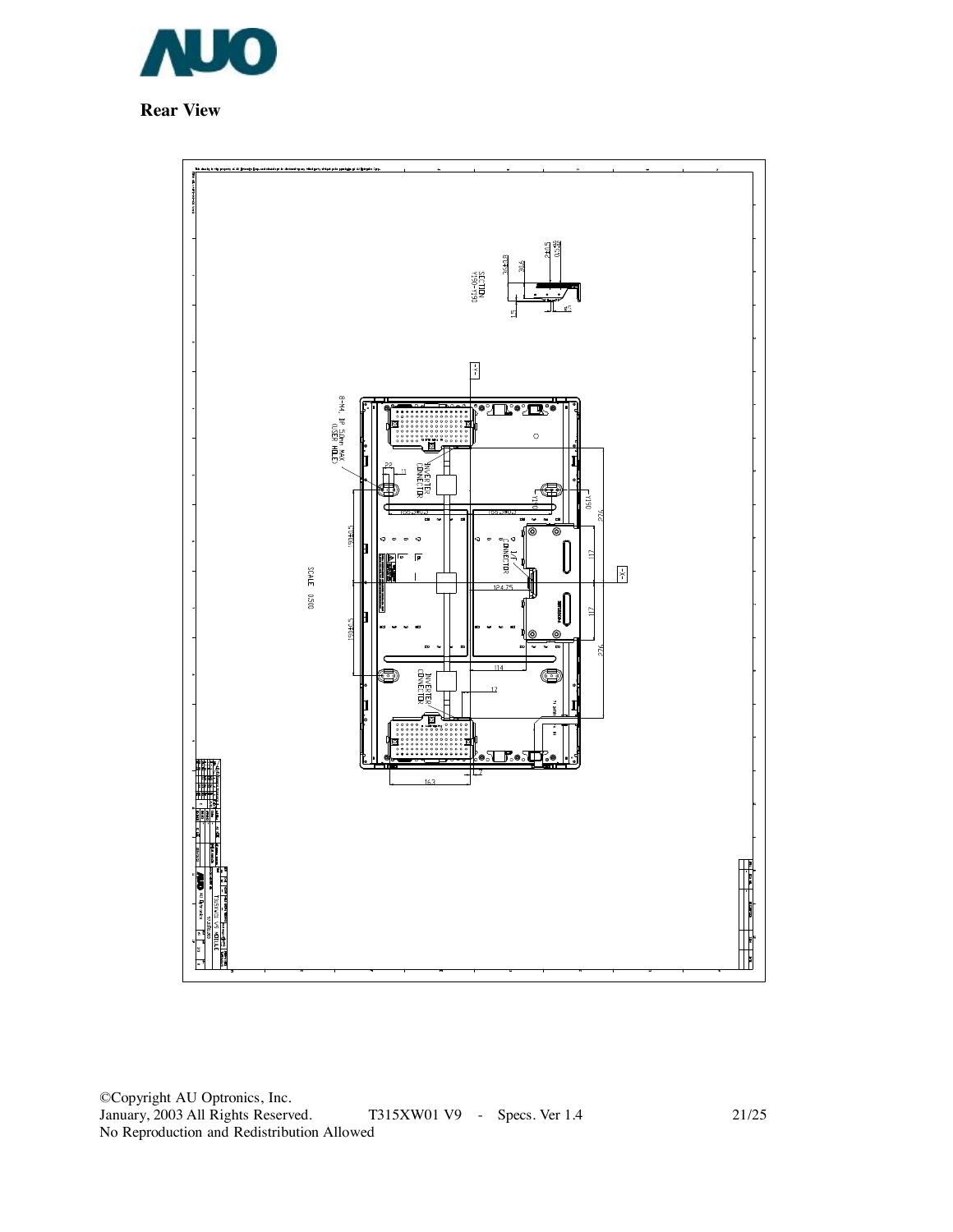**Rear View**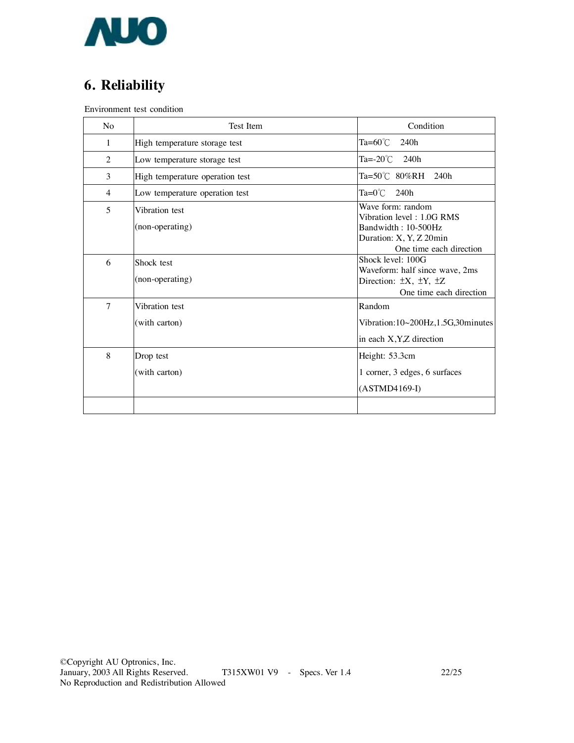# 6. Reliability

Environment test condition

| No | Test Item | Condition |
|---|---|---|
| 1 | High temperature storage test | Ta=60℃ 240h |
| 2 | Low temperature storage test | Ta=-20℃ 240h |
| 3 | High temperature operation test | Ta=50℃ 80%RH 240h |
| 4 | Low temperature operation test | Ta=0℃ 240h |
| 5 | Vibration test<br>(non-operating) | Wave form: random<br>Vibration level : 1.0G RMS<br>Bandwidth : 10-500Hz<br>Duration: X, Y, Z 20min<br>One time each direction |
| 6 | Shock test<br>(non-operating) | Shock level: 100G<br>Waveform: half since wave, 2ms<br>Direction: ±X, ±Y, ±Z<br>One time each direction |
| 7 | Vibration test<br>(with carton) | Random<br>Vibration:10~200Hz,1.5G,30minutes<br>in each X,Y,Z direction |
| 8 | Drop test<br>(with carton) | Height: 53.3cm<br>1 corner, 3 edges, 6 surfaces<br>(ASTMD4169-I) |
| | | |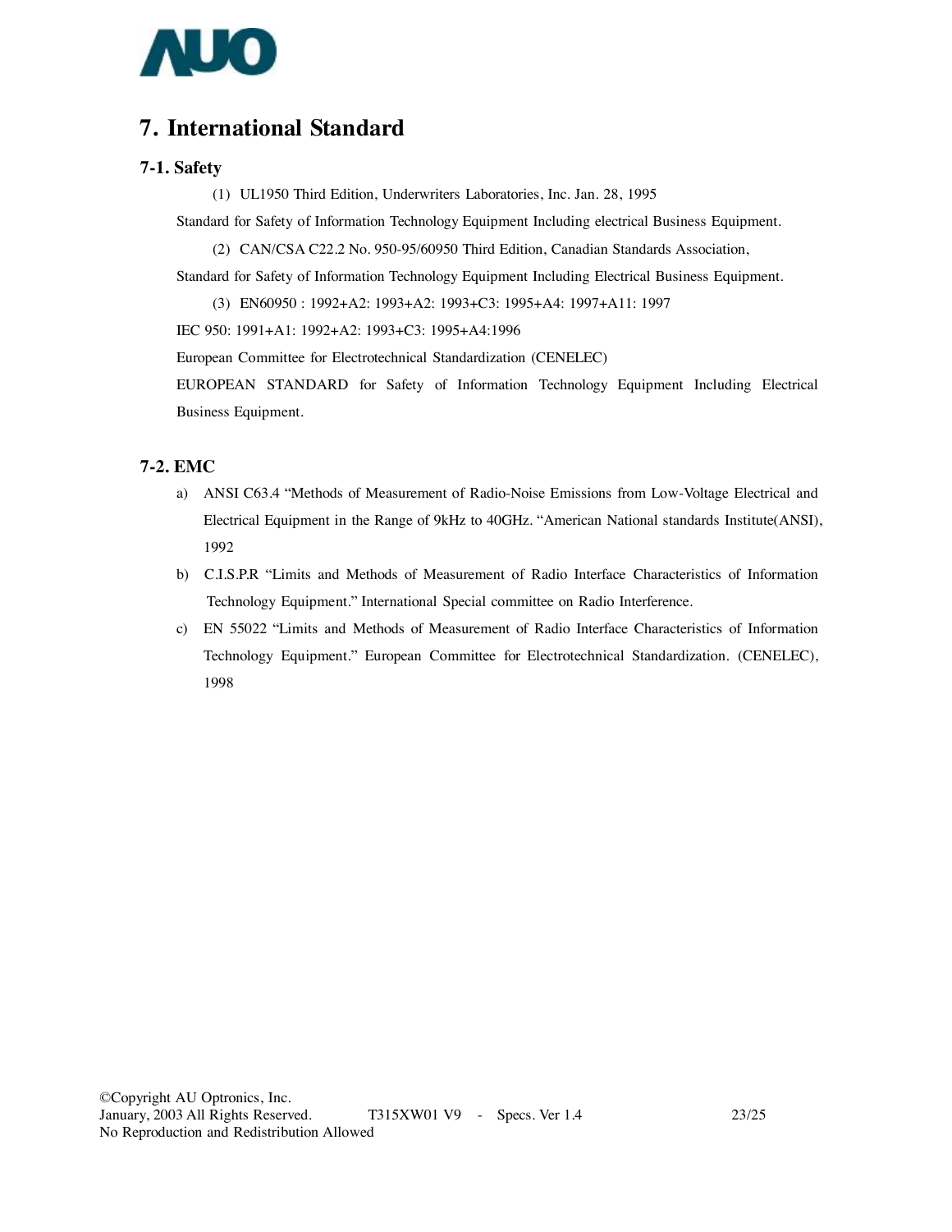# 7. International Standard

## 7-1. Safety

(1) UL1950 Third Edition, Underwriters Laboratories, Inc. Jan. 28, 1995

Standard for Safety of Information Technology Equipment Including electrical Business Equipment.

(2) CAN/CSA C22.2 No. 950-95/60950 Third Edition, Canadian Standards Association,

Standard for Safety of Information Technology Equipment Including Electrical Business Equipment.

(3) EN60950 : 1992+A2: 1993+A2: 1993+C3: 1995+A4: 1997+A11: 1997

IEC 950: 1991+A1: 1992+A2: 1993+C3: 1995+A4:1996

European Committee for Electrotechnical Standardization (CENELEC)

EUROPEAN STANDARD for Safety of Information Technology Equipment Including Electrical Business Equipment.

## 7-2. EMC

a) ANSI C63.4 "Methods of Measurement of Radio-Noise Emissions from Low-Voltage Electrical and Electrical Equipment in the Range of 9kHz to 40GHz. "American National standards Institute(ANSI), 1992

b) C.I.S.P.R "Limits and Methods of Measurement of Radio Interface Characteristics of Information Technology Equipment." International Special committee on Radio Interference.

c) EN 55022 "Limits and Methods of Measurement of Radio Interface Characteristics of Information Technology Equipment." European Committee for Electrotechnical Standardization. (CENELEC), 1998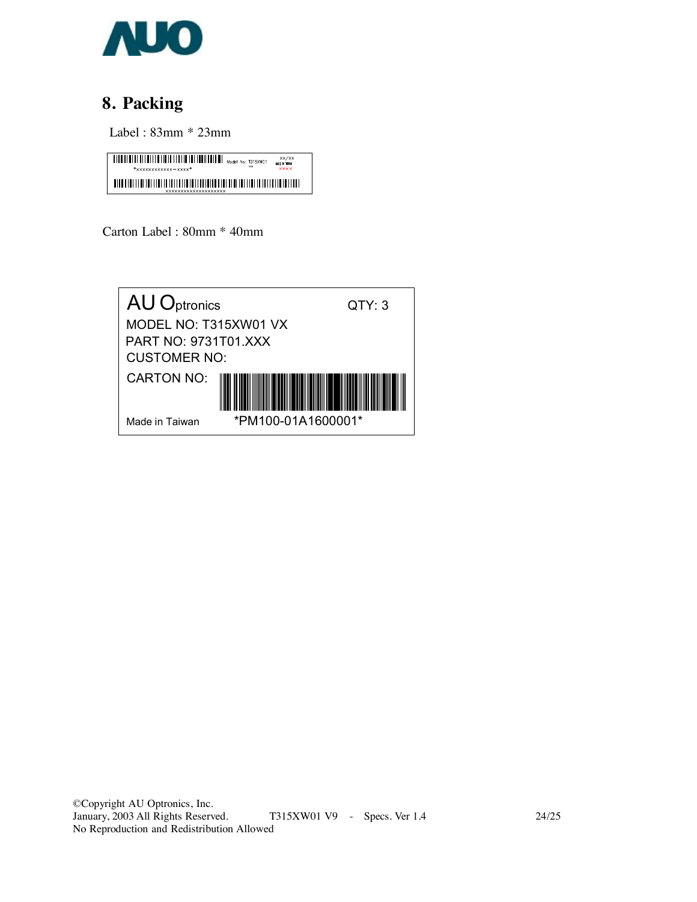## 8. Packing

Label : 83mm * 23mm

Model No: T315XW01 VX

xx/xx

xxxx

*xxxxxxxxxxxx-xxxx*

xxxxxxxxxxxxxxxxxxxx

Carton Label : 80mm * 40mm

AU Optronics QTY: 3

MODEL NO: T315XW01 VX

PART NO: 9731T01.XXX

CUSTOMER NO:

CARTON NO:

Made in Taiwan *PM100-01A1600001*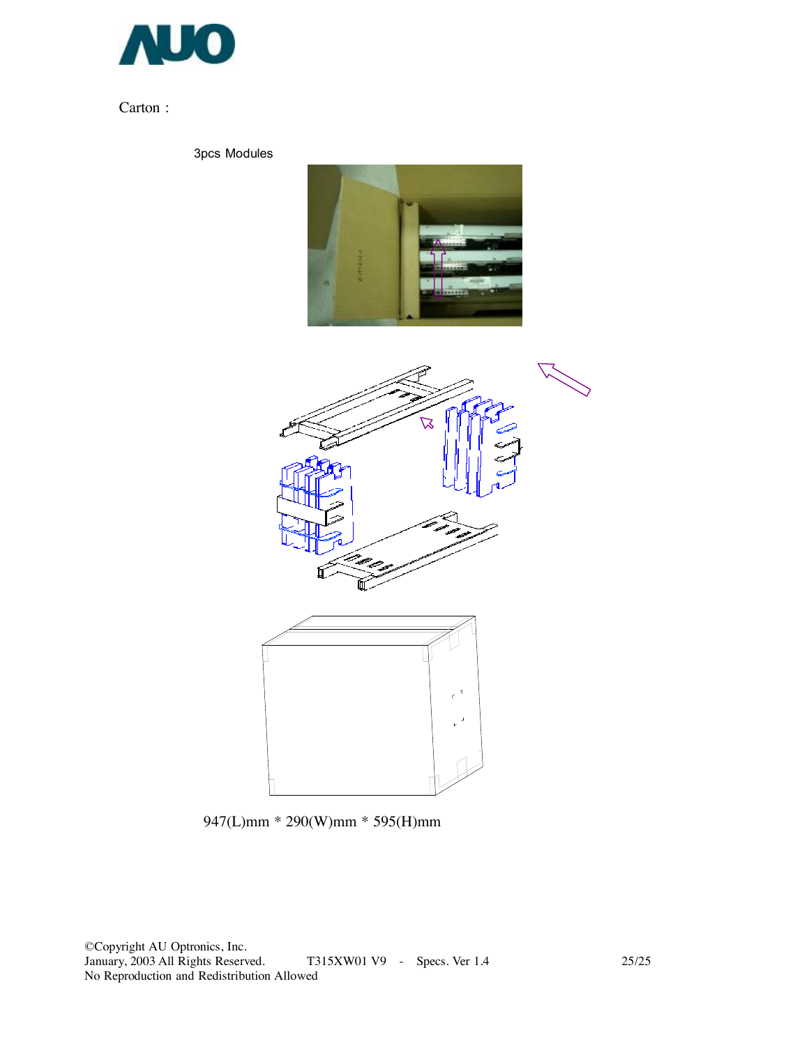Carton :

3pcs Modules

947(L)mm * 290(W)mm * 595(H)mm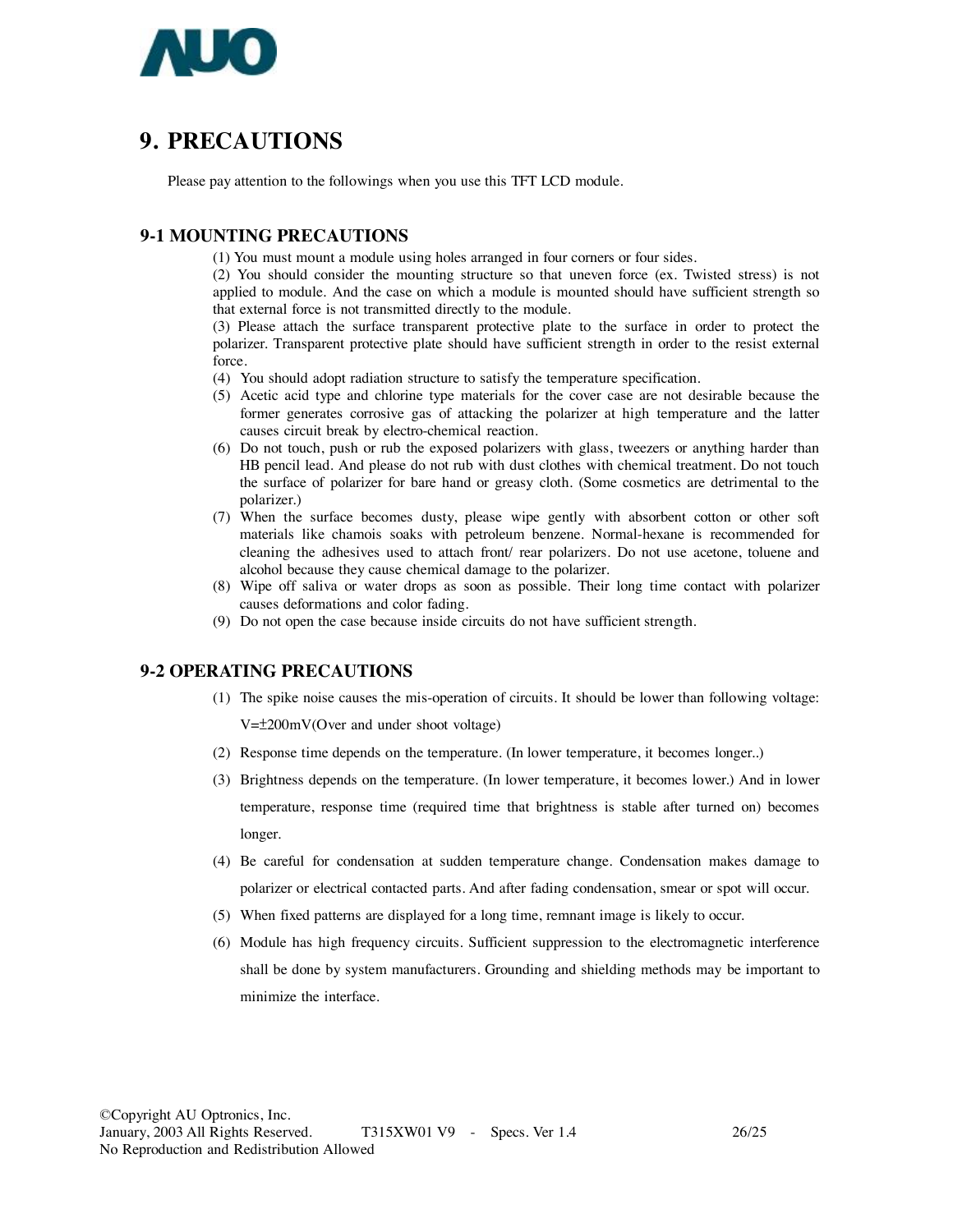# 9. PRECAUTIONS

Please pay attention to the followings when you use this TFT LCD module.

## 9-1 MOUNTING PRECAUTIONS

(1) You must mount a module using holes arranged in four corners or four sides.

(2) You should consider the mounting structure so that uneven force (ex. Twisted stress) is not applied to module. And the case on which a module is mounted should have sufficient strength so that external force is not transmitted directly to the module.

(3) Please attach the surface transparent protective plate to the surface in order to protect the polarizer. Transparent protective plate should have sufficient strength in order to the resist external force.

(4) You should adopt radiation structure to satisfy the temperature specification.

(5) Acetic acid type and chlorine type materials for the cover case are not desirable because the former generates corrosive gas of attacking the polarizer at high temperature and the latter causes circuit break by electro-chemical reaction.

(6) Do not touch, push or rub the exposed polarizers with glass, tweezers or anything harder than HB pencil lead. And please do not rub with dust clothes with chemical treatment. Do not touch the surface of polarizer for bare hand or greasy cloth. (Some cosmetics are detrimental to the polarizer.)

(7) When the surface becomes dusty, please wipe gently with absorbent cotton or other soft materials like chamois soaks with petroleum benzene. Normal-hexane is recommended for cleaning the adhesives used to attach front/ rear polarizers. Do not use acetone, toluene and alcohol because they cause chemical damage to the polarizer.

(8) Wipe off saliva or water drops as soon as possible. Their long time contact with polarizer causes deformations and color fading.

(9) Do not open the case because inside circuits do not have sufficient strength.

## 9-2 OPERATING PRECAUTIONS

(1) The spike noise causes the mis-operation of circuits. It should be lower than following voltage: V=±200mV(Over and under shoot voltage)

(2) Response time depends on the temperature. (In lower temperature, it becomes longer..)

(3) Brightness depends on the temperature. (In lower temperature, it becomes lower.) And in lower temperature, response time (required time that brightness is stable after turned on) becomes longer.

(4) Be careful for condensation at sudden temperature change. Condensation makes damage to polarizer or electrical contacted parts. And after fading condensation, smear or spot will occur.

(5) When fixed patterns are displayed for a long time, remnant image is likely to occur.

(6) Module has high frequency circuits. Sufficient suppression to the electromagnetic interference shall be done by system manufacturers. Grounding and shielding methods may be important to minimize the interface.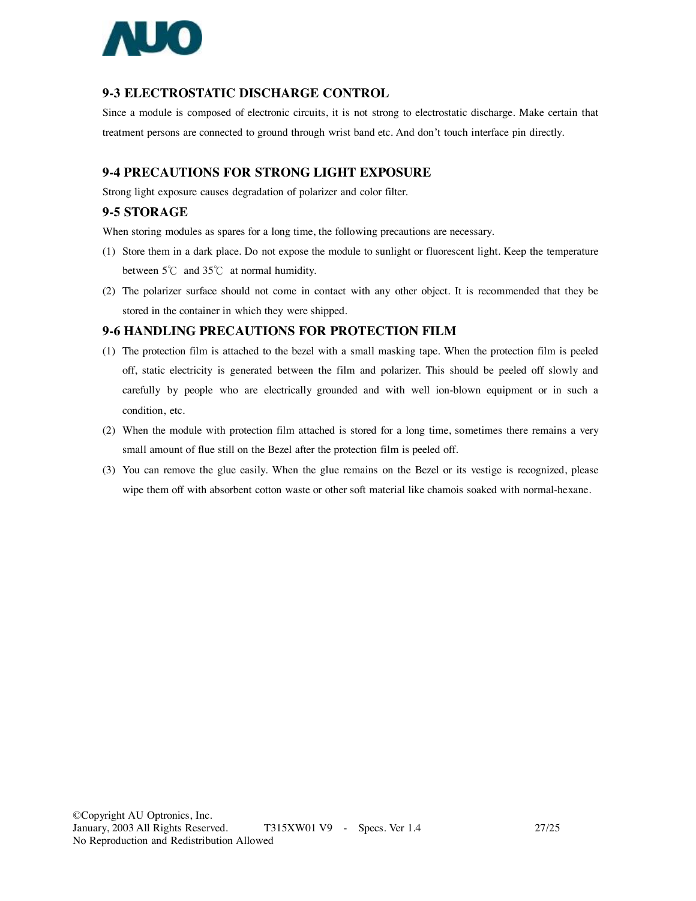## 9-3 ELECTROSTATIC DISCHARGE CONTROL

Since a module is composed of electronic circuits, it is not strong to electrostatic discharge. Make certain that treatment persons are connected to ground through wrist band etc. And don't touch interface pin directly.

## 9-4 PRECAUTIONS FOR STRONG LIGHT EXPOSURE

Strong light exposure causes degradation of polarizer and color filter.

## 9-5 STORAGE

When storing modules as spares for a long time, the following precautions are necessary.

(1) Store them in a dark place. Do not expose the module to sunlight or fluorescent light. Keep the temperature between 5℃ and 35℃ at normal humidity.

(2) The polarizer surface should not come in contact with any other object. It is recommended that they be stored in the container in which they were shipped.

## 9-6 HANDLING PRECAUTIONS FOR PROTECTION FILM

(1) The protection film is attached to the bezel with a small masking tape. When the protection film is peeled off, static electricity is generated between the film and polarizer. This should be peeled off slowly and carefully by people who are electrically grounded and with well ion-blown equipment or in such a condition, etc.

(2) When the module with protection film attached is stored for a long time, sometimes there remains a very small amount of flue still on the Bezel after the protection film is peeled off.

(3) You can remove the glue easily. When the glue remains on the Bezel or its vestige is recognized, please wipe them off with absorbent cotton waste or other soft material like chamois soaked with normal-hexane.